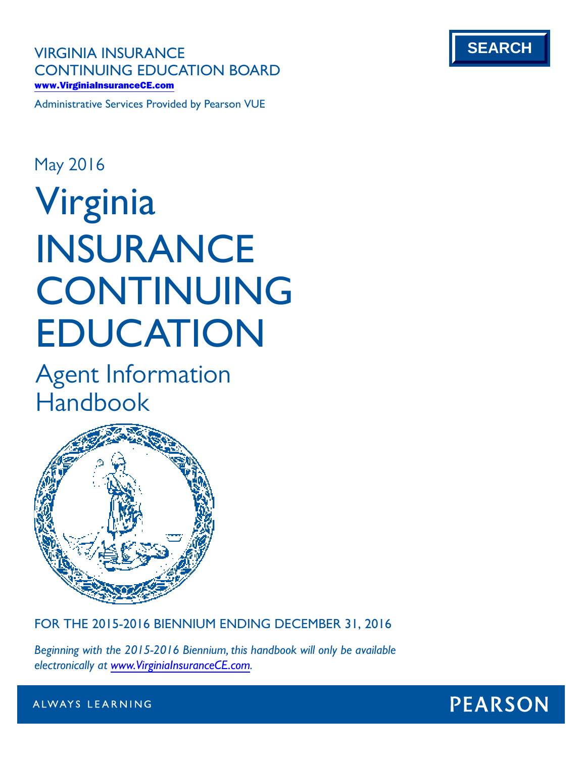SEARCH

VIRGINIA INSURANCE CONTINUING EDUCATION BOARD

www.VirginiaInsuranceCE.com

Administrative Services Provided by Pearson VUE

May 2016

# Virginia INSURANCE CONTINUING EDUCATION

## Agent Information Handbook

FOR THE 2015-2016 BIENNIUM ENDING DECEMBER 31, 2016

*Beginning with the 2015-2016 Biennium, this handbook will only be available electronically at www.VirginiaInsuranceCE.com.*

ALWAYS LEARNING

PEARSON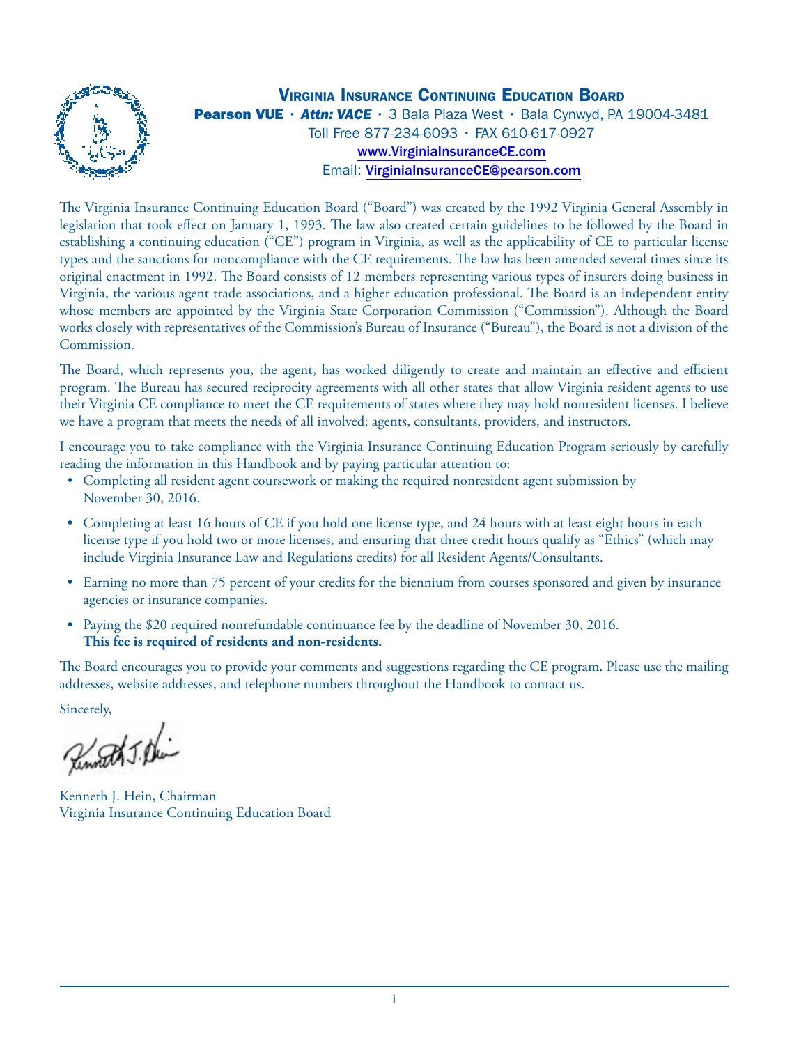# Virginia Insurance Continuing Education Board

**Pearson VUE** · ***Attn: VACE*** · 3 Bala Plaza West · Bala Cynwyd, PA 19004-3481
Toll Free 877-234-6093 · FAX 610-617-0927
www.VirginiaInsuranceCE.com
Email: VirginiaInsuranceCE@pearson.com

The Virginia Insurance Continuing Education Board ("Board") was created by the 1992 Virginia General Assembly in legislation that took effect on January 1, 1993. The law also created certain guidelines to be followed by the Board in establishing a continuing education ("CE") program in Virginia, as well as the applicability of CE to particular license types and the sanctions for noncompliance with the CE requirements. The law has been amended several times since its original enactment in 1992. The Board consists of 12 members representing various types of insurers doing business in Virginia, the various agent trade associations, and a higher education professional. The Board is an independent entity whose members are appointed by the Virginia State Corporation Commission ("Commission"). Although the Board works closely with representatives of the Commission's Bureau of Insurance ("Bureau"), the Board is not a division of the Commission.

The Board, which represents you, the agent, has worked diligently to create and maintain an effective and efficient program. The Bureau has secured reciprocity agreements with all other states that allow Virginia resident agents to use their Virginia CE compliance to meet the CE requirements of states where they may hold nonresident licenses. I believe we have a program that meets the needs of all involved: agents, consultants, providers, and instructors.

I encourage you to take compliance with the Virginia Insurance Continuing Education Program seriously by carefully reading the information in this Handbook and by paying particular attention to:

- Completing all resident agent coursework or making the required nonresident agent submission by November 30, 2016.
- Completing at least 16 hours of CE if you hold one license type, and 24 hours with at least eight hours in each license type if you hold two or more licenses, and ensuring that three credit hours qualify as "Ethics" (which may include Virginia Insurance Law and Regulations credits) for all Resident Agents/Consultants.
- Earning no more than 75 percent of your credits for the biennium from courses sponsored and given by insurance agencies or insurance companies.
- Paying the $20 required nonrefundable continuance fee by the deadline of November 30, 2016.
  **This fee is required of residents and non-residents.**

The Board encourages you to provide your comments and suggestions regarding the CE program. Please use the mailing addresses, website addresses, and telephone numbers throughout the Handbook to contact us.

Sincerely,

Kenneth J. Hein, Chairman
Virginia Insurance Continuing Education Board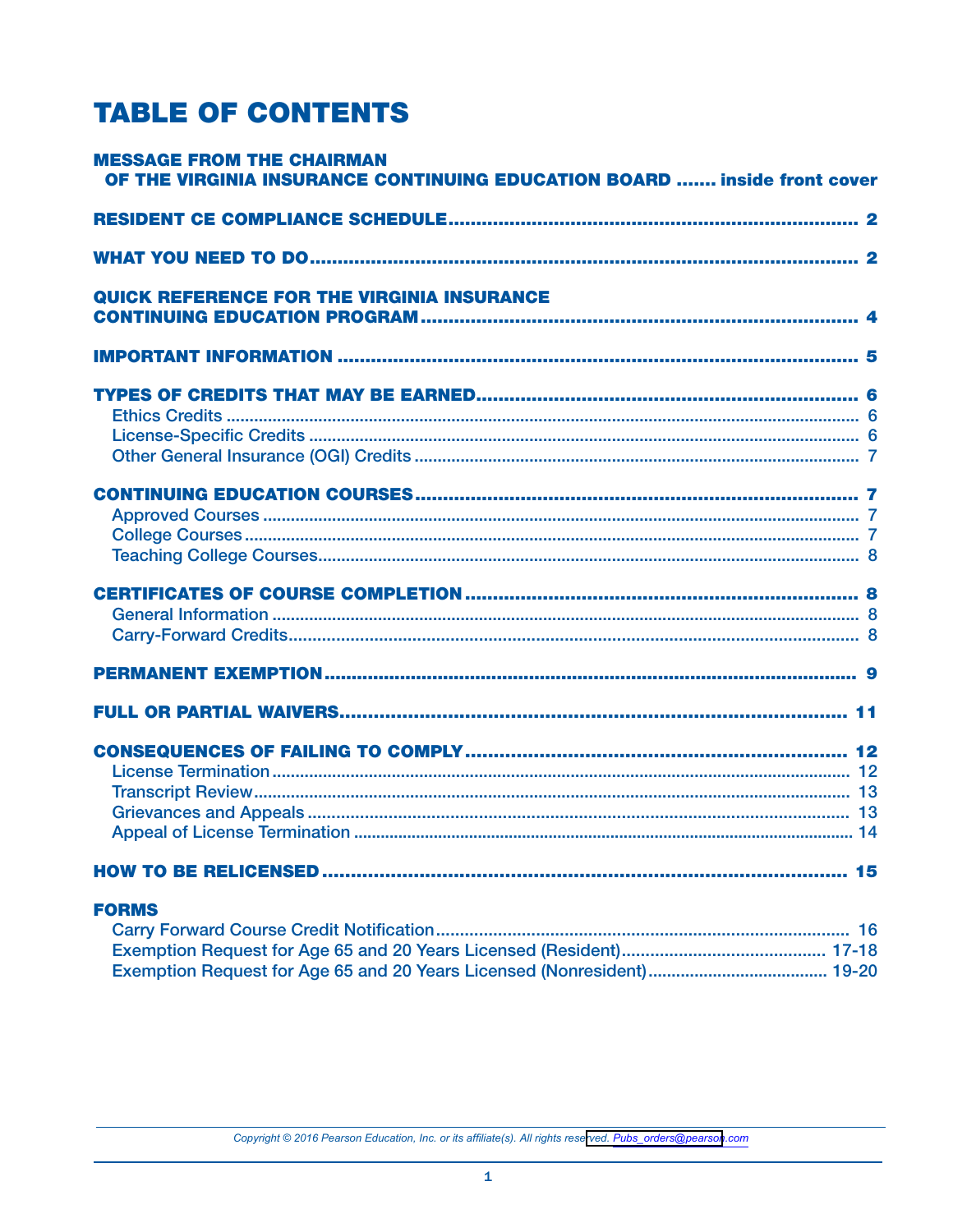# TABLE OF CONTENTS

**MESSAGE FROM THE CHAIRMAN OF THE VIRGINIA INSURANCE CONTINUING EDUCATION BOARD** ....... inside front cover

**RESIDENT CE COMPLIANCE SCHEDULE** .......... 2

**WHAT YOU NEED TO DO** .......... 2

**QUICK REFERENCE FOR THE VIRGINIA INSURANCE CONTINUING EDUCATION PROGRAM** .......... 4

**IMPORTANT INFORMATION** .......... 5

**TYPES OF CREDITS THAT MAY BE EARNED** .......... 6

- Ethics Credits .......... 6
- License-Specific Credits .......... 6
- Other General Insurance (OGI) Credits .......... 7

**CONTINUING EDUCATION COURSES** .......... 7

- Approved Courses .......... 7
- College Courses .......... 7
- Teaching College Courses .......... 8

**CERTIFICATES OF COURSE COMPLETION** .......... 8

- General Information .......... 8
- Carry-Forward Credits .......... 8

**PERMANENT EXEMPTION** .......... 9

**FULL OR PARTIAL WAIVERS** .......... 11

**CONSEQUENCES OF FAILING TO COMPLY** .......... 12

- License Termination .......... 12
- Transcript Review .......... 13
- Grievances and Appeals .......... 13
- Appeal of License Termination .......... 14

**HOW TO BE RELICENSED** .......... 15

**FORMS**

- Carry Forward Course Credit Notification .......... 16
- Exemption Request for Age 65 and 20 Years Licensed (Resident) .......... 17-18
- Exemption Request for Age 65 and 20 Years Licensed (Nonresident) .......... 19-20

*Copyright © 2016 Pearson Education, Inc. or its affiliate(s). All rights reserved. Pubs_orders@pearson.com*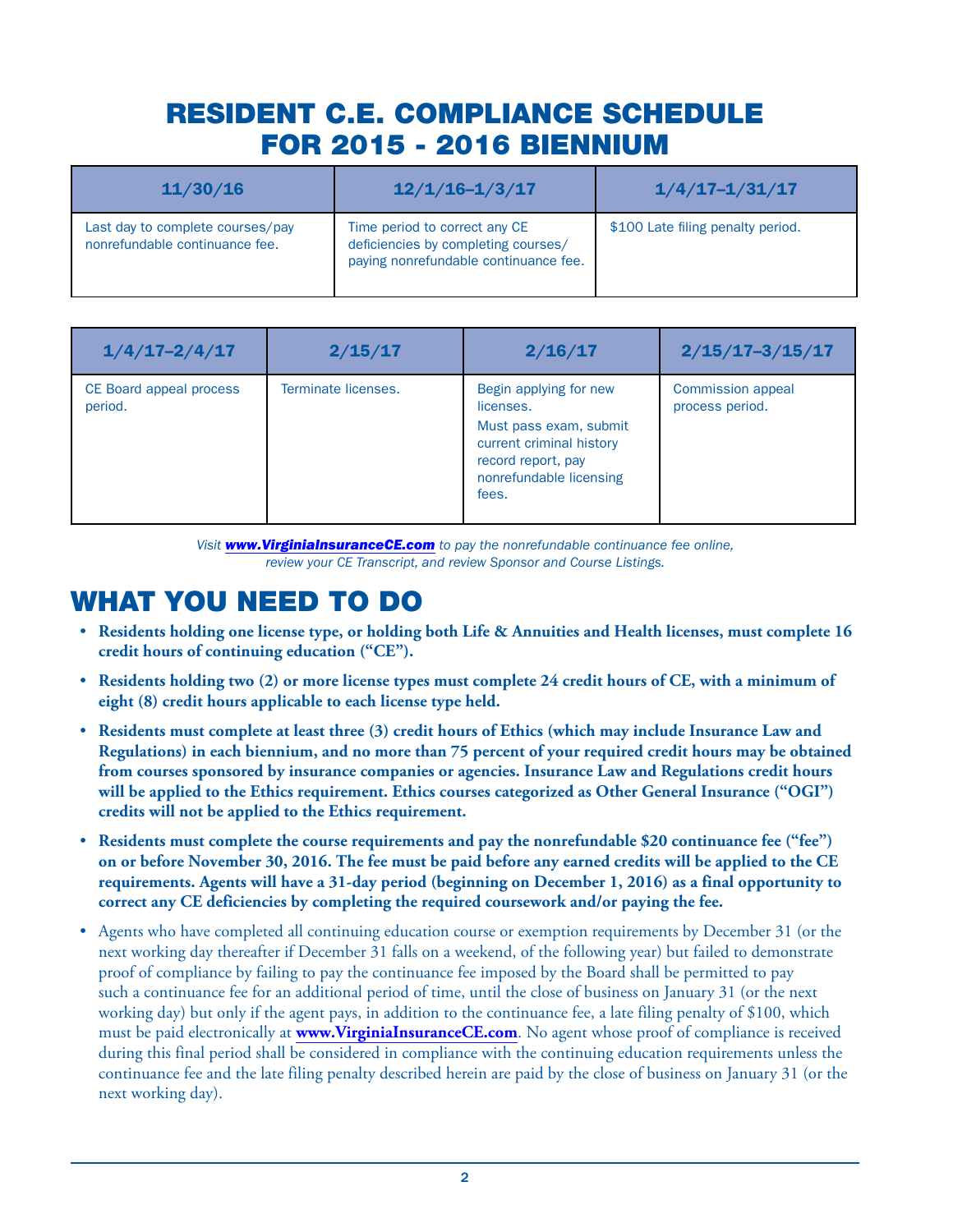# RESIDENT C.E. COMPLIANCE SCHEDULE FOR 2015 - 2016 BIENNIUM

| 11/30/16 | 12/1/16–1/3/17 | 1/4/17–1/31/17 |
|---|---|---|
| Last day to complete courses/pay nonrefundable continuance fee. | Time period to correct any CE deficiencies by completing courses/ paying nonrefundable continuance fee. | $100 Late filing penalty period. |

| 1/4/17–2/4/17 | 2/15/17 | 2/16/17 | 2/15/17–3/15/17 |
|---|---|---|---|
| CE Board appeal process period. | Terminate licenses. | Begin applying for new licenses. Must pass exam, submit current criminal history record report, pay nonrefundable licensing fees. | Commission appeal process period. |

*Visit **www.VirginiaInsuranceCE.com** to pay the nonrefundable continuance fee online, review your CE Transcript, and review Sponsor and Course Listings.*

# WHAT YOU NEED TO DO

- **Residents holding one license type, or holding both Life & Annuities and Health licenses, must complete 16 credit hours of continuing education ("CE").**
- **Residents holding two (2) or more license types must complete 24 credit hours of CE, with a minimum of eight (8) credit hours applicable to each license type held.**
- **Residents must complete at least three (3) credit hours of Ethics (which may include Insurance Law and Regulations) in each biennium, and no more than 75 percent of your required credit hours may be obtained from courses sponsored by insurance companies or agencies. Insurance Law and Regulations credit hours will be applied to the Ethics requirement. Ethics courses categorized as Other General Insurance ("OGI") credits will not be applied to the Ethics requirement.**
- **Residents must complete the course requirements and pay the nonrefundable $20 continuance fee ("fee") on or before November 30, 2016. The fee must be paid before any earned credits will be applied to the CE requirements. Agents will have a 31-day period (beginning on December 1, 2016) as a final opportunity to correct any CE deficiencies by completing the required coursework and/or paying the fee.**
- Agents who have completed all continuing education course or exemption requirements by December 31 (or the next working day thereafter if December 31 falls on a weekend, of the following year) but failed to demonstrate proof of compliance by failing to pay the continuance fee imposed by the Board shall be permitted to pay such a continuance fee for an additional period of time, until the close of business on January 31 (or the next working day) but only if the agent pays, in addition to the continuance fee, a late filing penalty of $100, which must be paid electronically at **www.VirginiaInsuranceCE.com**. No agent whose proof of compliance is received during this final period shall be considered in compliance with the continuing education requirements unless the continuance fee and the late filing penalty described herein are paid by the close of business on January 31 (or the next working day).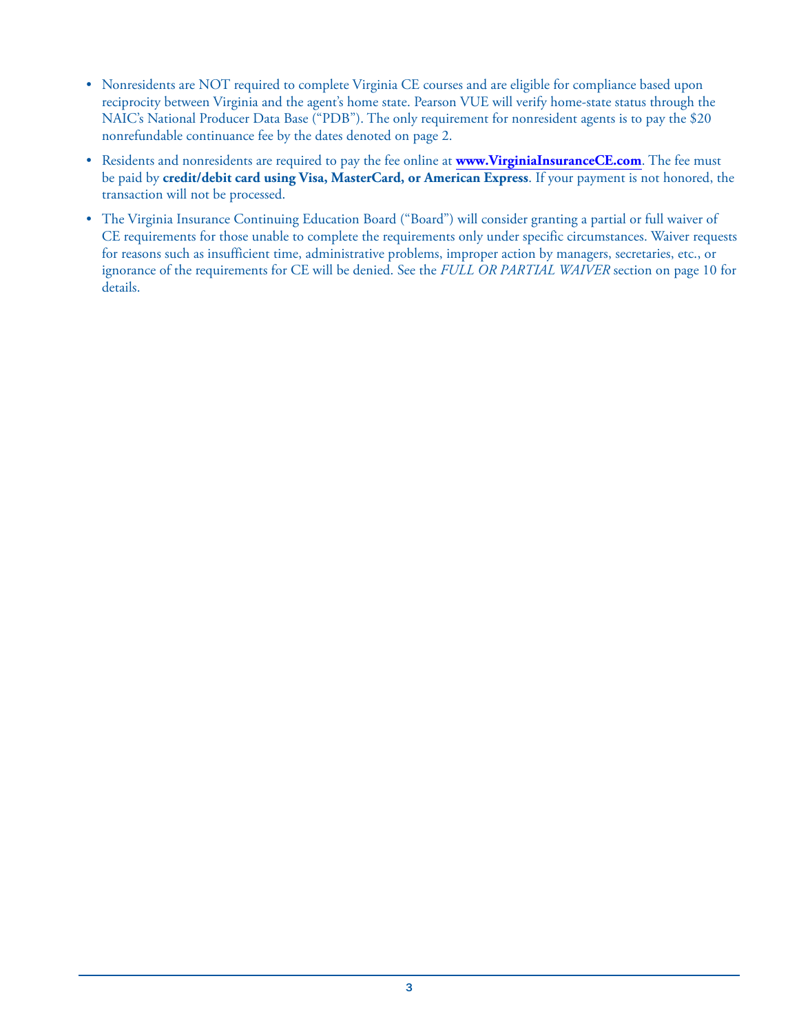- Nonresidents are NOT required to complete Virginia CE courses and are eligible for compliance based upon reciprocity between Virginia and the agent's home state. Pearson VUE will verify home-state status through the NAIC's National Producer Data Base ("PDB"). The only requirement for nonresident agents is to pay the $20 nonrefundable continuance fee by the dates denoted on page 2.
- Residents and nonresidents are required to pay the fee online at **www.VirginiaInsuranceCE.com**. The fee must be paid by **credit/debit card using Visa, MasterCard, or American Express**. If your payment is not honored, the transaction will not be processed.
- The Virginia Insurance Continuing Education Board ("Board") will consider granting a partial or full waiver of CE requirements for those unable to complete the requirements only under specific circumstances. Waiver requests for reasons such as insufficient time, administrative problems, improper action by managers, secretaries, etc., or ignorance of the requirements for CE will be denied. See the *FULL OR PARTIAL WAIVER* section on page 10 for details.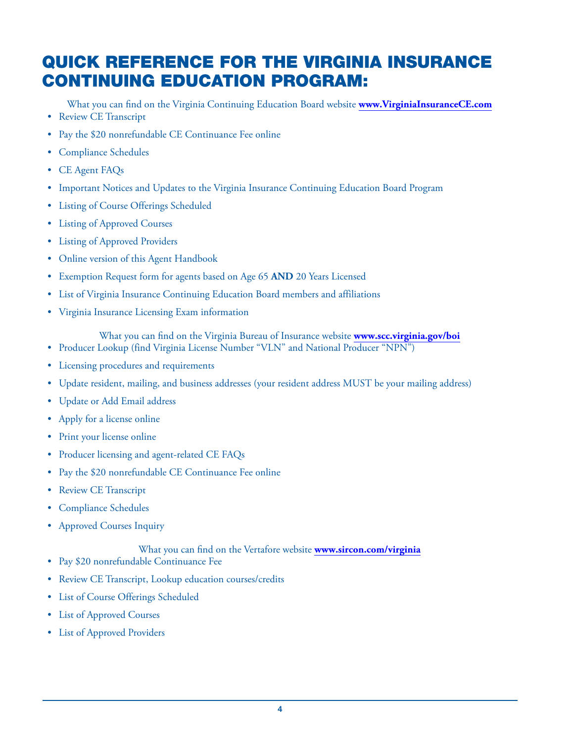# QUICK REFERENCE FOR THE VIRGINIA INSURANCE CONTINUING EDUCATION PROGRAM:

What you can find on the Virginia Continuing Education Board website **www.VirginiaInsuranceCE.com**

- Review CE Transcript
- Pay the $20 nonrefundable CE Continuance Fee online
- Compliance Schedules
- CE Agent FAQs
- Important Notices and Updates to the Virginia Insurance Continuing Education Board Program
- Listing of Course Offerings Scheduled
- Listing of Approved Courses
- Listing of Approved Providers
- Online version of this Agent Handbook
- Exemption Request form for agents based on Age 65 **AND** 20 Years Licensed
- List of Virginia Insurance Continuing Education Board members and affiliations
- Virginia Insurance Licensing Exam information

What you can find on the Virginia Bureau of Insurance website **www.scc.virginia.gov/boi**

- Producer Lookup (find Virginia License Number "VLN" and National Producer "NPN")
- Licensing procedures and requirements
- Update resident, mailing, and business addresses (your resident address MUST be your mailing address)
- Update or Add Email address
- Apply for a license online
- Print your license online
- Producer licensing and agent-related CE FAQs
- Pay the $20 nonrefundable CE Continuance Fee online
- Review CE Transcript
- Compliance Schedules
- Approved Courses Inquiry

What you can find on the Vertafore website **www.sircon.com/virginia**

- Pay $20 nonrefundable Continuance Fee
- Review CE Transcript, Lookup education courses/credits
- List of Course Offerings Scheduled
- List of Approved Courses
- List of Approved Providers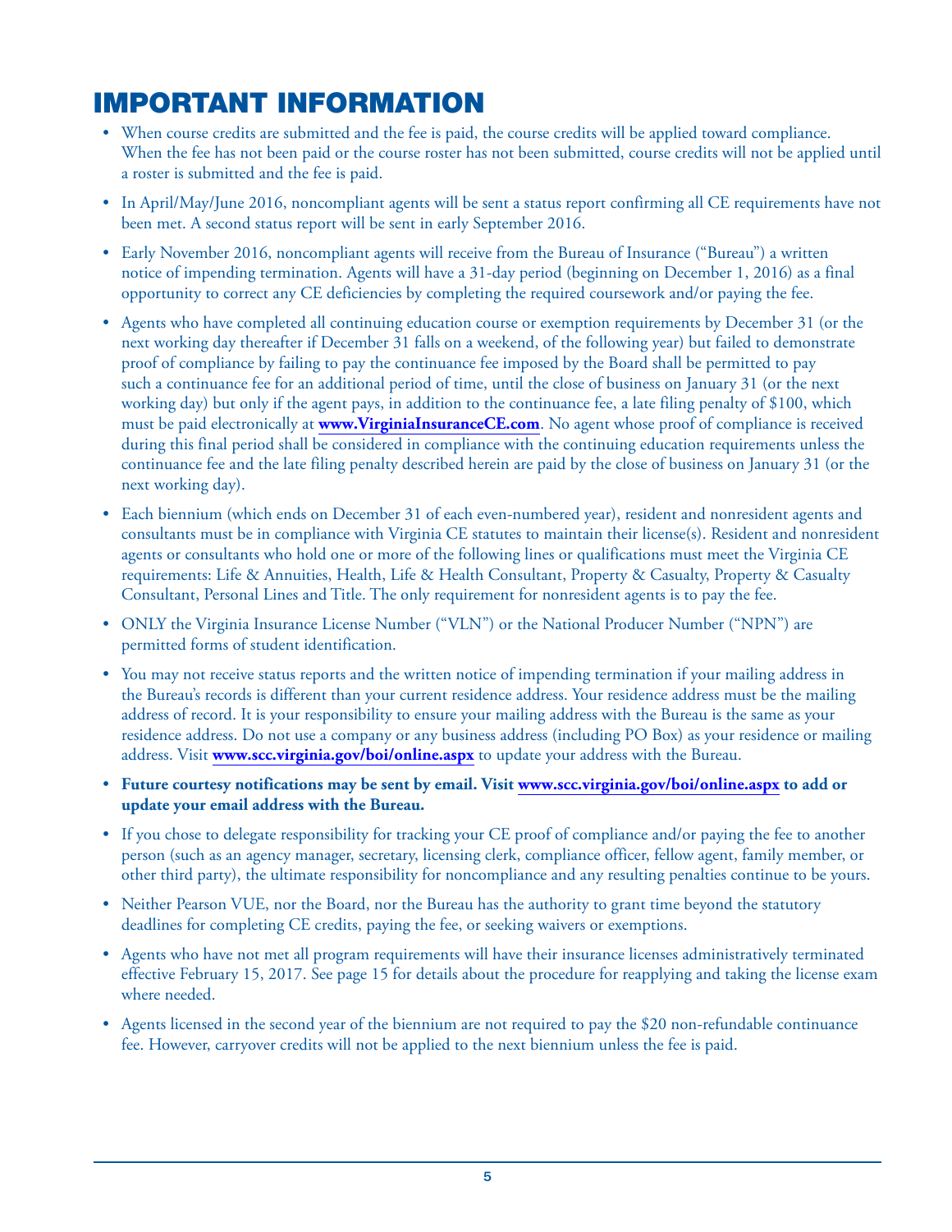# IMPORTANT INFORMATION

- When course credits are submitted and the fee is paid, the course credits will be applied toward compliance. When the fee has not been paid or the course roster has not been submitted, course credits will not be applied until a roster is submitted and the fee is paid.
- In April/May/June 2016, noncompliant agents will be sent a status report confirming all CE requirements have not been met. A second status report will be sent in early September 2016.
- Early November 2016, noncompliant agents will receive from the Bureau of Insurance ("Bureau") a written notice of impending termination. Agents will have a 31-day period (beginning on December 1, 2016) as a final opportunity to correct any CE deficiencies by completing the required coursework and/or paying the fee.
- Agents who have completed all continuing education course or exemption requirements by December 31 (or the next working day thereafter if December 31 falls on a weekend, of the following year) but failed to demonstrate proof of compliance by failing to pay the continuance fee imposed by the Board shall be permitted to pay such a continuance fee for an additional period of time, until the close of business on January 31 (or the next working day) but only if the agent pays, in addition to the continuance fee, a late filing penalty of $100, which must be paid electronically at **www.VirginiaInsuranceCE.com**. No agent whose proof of compliance is received during this final period shall be considered in compliance with the continuing education requirements unless the continuance fee and the late filing penalty described herein are paid by the close of business on January 31 (or the next working day).
- Each biennium (which ends on December 31 of each even-numbered year), resident and nonresident agents and consultants must be in compliance with Virginia CE statutes to maintain their license(s). Resident and nonresident agents or consultants who hold one or more of the following lines or qualifications must meet the Virginia CE requirements: Life & Annuities, Health, Life & Health Consultant, Property & Casualty, Property & Casualty Consultant, Personal Lines and Title. The only requirement for nonresident agents is to pay the fee.
- ONLY the Virginia Insurance License Number ("VLN") or the National Producer Number ("NPN") are permitted forms of student identification.
- You may not receive status reports and the written notice of impending termination if your mailing address in the Bureau's records is different than your current residence address. Your residence address must be the mailing address of record. It is your responsibility to ensure your mailing address with the Bureau is the same as your residence address. Do not use a company or any business address (including PO Box) as your residence or mailing address. Visit **www.scc.virginia.gov/boi/online.aspx** to update your address with the Bureau.
- **Future courtesy notifications may be sent by email. Visit www.scc.virginia.gov/boi/online.aspx to add or update your email address with the Bureau.**
- If you chose to delegate responsibility for tracking your CE proof of compliance and/or paying the fee to another person (such as an agency manager, secretary, licensing clerk, compliance officer, fellow agent, family member, or other third party), the ultimate responsibility for noncompliance and any resulting penalties continue to be yours.
- Neither Pearson VUE, nor the Board, nor the Bureau has the authority to grant time beyond the statutory deadlines for completing CE credits, paying the fee, or seeking waivers or exemptions.
- Agents who have not met all program requirements will have their insurance licenses administratively terminated effective February 15, 2017. See page 15 for details about the procedure for reapplying and taking the license exam where needed.
- Agents licensed in the second year of the biennium are not required to pay the $20 non-refundable continuance fee. However, carryover credits will not be applied to the next biennium unless the fee is paid.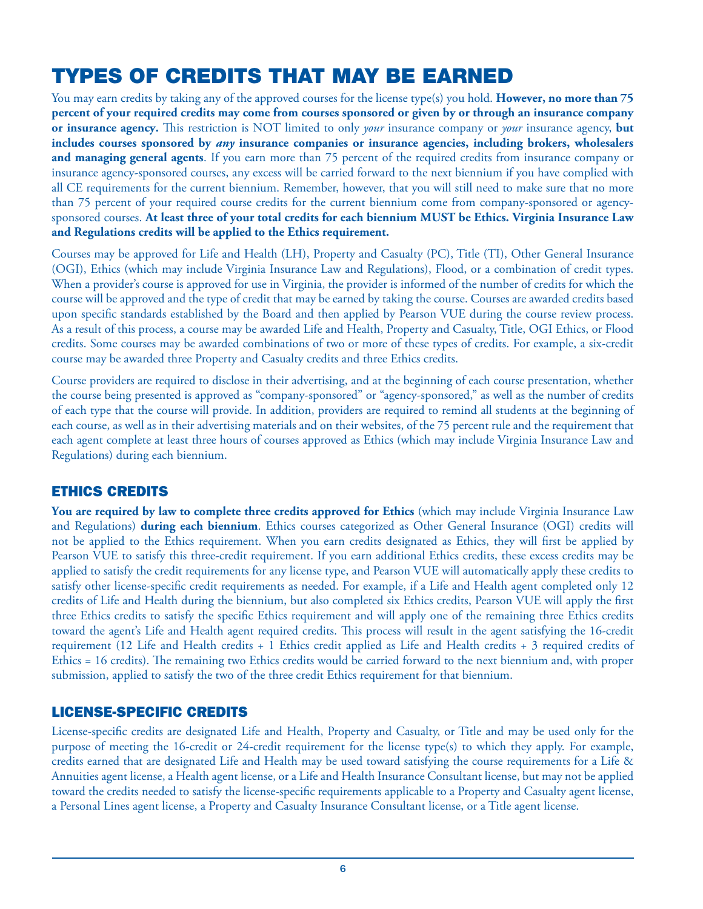# TYPES OF CREDITS THAT MAY BE EARNED

You may earn credits by taking any of the approved courses for the license type(s) you hold. **However, no more than 75 percent of your required credits may come from courses sponsored or given by or through an insurance company or insurance agency.** This restriction is NOT limited to only *your* insurance company or *your* insurance agency, **but includes courses sponsored by *any* insurance companies or insurance agencies, including brokers, wholesalers and managing general agents**. If you earn more than 75 percent of the required credits from insurance company or insurance agency-sponsored courses, any excess will be carried forward to the next biennium if you have complied with all CE requirements for the current biennium. Remember, however, that you will still need to make sure that no more than 75 percent of your required course credits for the current biennium come from company-sponsored or agency-sponsored courses. **At least three of your total credits for each biennium MUST be Ethics. Virginia Insurance Law and Regulations credits will be applied to the Ethics requirement.**

Courses may be approved for Life and Health (LH), Property and Casualty (PC), Title (TI), Other General Insurance (OGI), Ethics (which may include Virginia Insurance Law and Regulations), Flood, or a combination of credit types. When a provider's course is approved for use in Virginia, the provider is informed of the number of credits for which the course will be approved and the type of credit that may be earned by taking the course. Courses are awarded credits based upon specific standards established by the Board and then applied by Pearson VUE during the course review process. As a result of this process, a course may be awarded Life and Health, Property and Casualty, Title, OGI Ethics, or Flood credits. Some courses may be awarded combinations of two or more of these types of credits. For example, a six-credit course may be awarded three Property and Casualty credits and three Ethics credits.

Course providers are required to disclose in their advertising, and at the beginning of each course presentation, whether the course being presented is approved as "company-sponsored" or "agency-sponsored," as well as the number of credits of each type that the course will provide. In addition, providers are required to remind all students at the beginning of each course, as well as in their advertising materials and on their websites, of the 75 percent rule and the requirement that each agent complete at least three hours of courses approved as Ethics (which may include Virginia Insurance Law and Regulations) during each biennium.

## ETHICS CREDITS

**You are required by law to complete three credits approved for Ethics** (which may include Virginia Insurance Law and Regulations) **during each biennium**. Ethics courses categorized as Other General Insurance (OGI) credits will not be applied to the Ethics requirement. When you earn credits designated as Ethics, they will first be applied by Pearson VUE to satisfy this three-credit requirement. If you earn additional Ethics credits, these excess credits may be applied to satisfy the credit requirements for any license type, and Pearson VUE will automatically apply these credits to satisfy other license-specific credit requirements as needed. For example, if a Life and Health agent completed only 12 credits of Life and Health during the biennium, but also completed six Ethics credits, Pearson VUE will apply the first three Ethics credits to satisfy the specific Ethics requirement and will apply one of the remaining three Ethics credits toward the agent's Life and Health agent required credits. This process will result in the agent satisfying the 16-credit requirement (12 Life and Health credits + 1 Ethics credit applied as Life and Health credits + 3 required credits of Ethics = 16 credits). The remaining two Ethics credits would be carried forward to the next biennium and, with proper submission, applied to satisfy the two of the three credit Ethics requirement for that biennium.

## LICENSE-SPECIFIC CREDITS

License-specific credits are designated Life and Health, Property and Casualty, or Title and may be used only for the purpose of meeting the 16-credit or 24-credit requirement for the license type(s) to which they apply. For example, credits earned that are designated Life and Health may be used toward satisfying the course requirements for a Life & Annuities agent license, a Health agent license, or a Life and Health Insurance Consultant license, but may not be applied toward the credits needed to satisfy the license-specific requirements applicable to a Property and Casualty agent license, a Personal Lines agent license, a Property and Casualty Insurance Consultant license, or a Title agent license.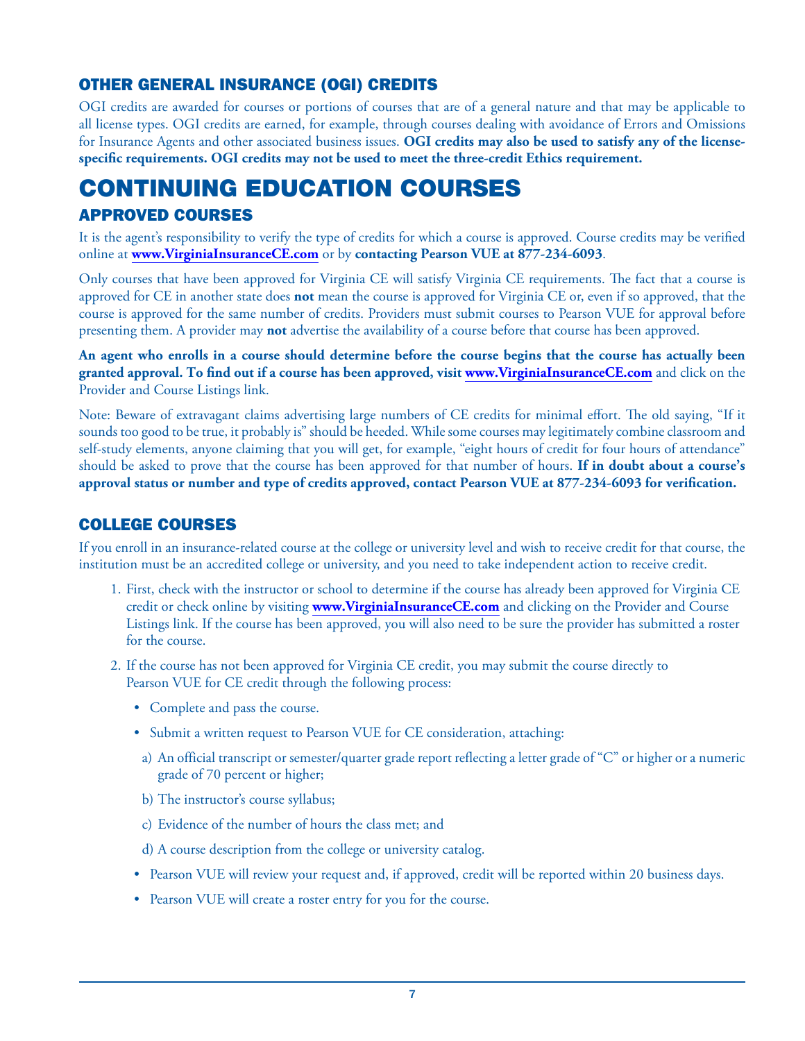### OTHER GENERAL INSURANCE (OGI) CREDITS

OGI credits are awarded for courses or portions of courses that are of a general nature and that may be applicable to all license types. OGI credits are earned, for example, through courses dealing with avoidance of Errors and Omissions for Insurance Agents and other associated business issues. **OGI credits may also be used to satisfy any of the license-specific requirements. OGI credits may not be used to meet the three-credit Ethics requirement.**

# CONTINUING EDUCATION COURSES

### APPROVED COURSES

It is the agent's responsibility to verify the type of credits for which a course is approved. Course credits may be verified online at **www.VirginiaInsuranceCE.com** or by **contacting Pearson VUE at 877-234-6093**.

Only courses that have been approved for Virginia CE will satisfy Virginia CE requirements. The fact that a course is approved for CE in another state does **not** mean the course is approved for Virginia CE or, even if so approved, that the course is approved for the same number of credits. Providers must submit courses to Pearson VUE for approval before presenting them. A provider may **not** advertise the availability of a course before that course has been approved.

**An agent who enrolls in a course should determine before the course begins that the course has actually been granted approval. To find out if a course has been approved, visit www.VirginiaInsuranceCE.com** and click on the Provider and Course Listings link.

Note: Beware of extravagant claims advertising large numbers of CE credits for minimal effort. The old saying, "If it sounds too good to be true, it probably is" should be heeded. While some courses may legitimately combine classroom and self-study elements, anyone claiming that you will get, for example, "eight hours of credit for four hours of attendance" should be asked to prove that the course has been approved for that number of hours. **If in doubt about a course's approval status or number and type of credits approved, contact Pearson VUE at 877-234-6093 for verification.**

### COLLEGE COURSES

If you enroll in an insurance-related course at the college or university level and wish to receive credit for that course, the institution must be an accredited college or university, and you need to take independent action to receive credit.

1. First, check with the instructor or school to determine if the course has already been approved for Virginia CE credit or check online by visiting **www.VirginiaInsuranceCE.com** and clicking on the Provider and Course Listings link. If the course has been approved, you will also need to be sure the provider has submitted a roster for the course.
2. If the course has not been approved for Virginia CE credit, you may submit the course directly to Pearson VUE for CE credit through the following process:
   - Complete and pass the course.
   - Submit a written request to Pearson VUE for CE consideration, attaching:
     a) An official transcript or semester/quarter grade report reflecting a letter grade of "C" or higher or a numeric grade of 70 percent or higher;
     b) The instructor's course syllabus;
     c) Evidence of the number of hours the class met; and
     d) A course description from the college or university catalog.
   - Pearson VUE will review your request and, if approved, credit will be reported within 20 business days.
   - Pearson VUE will create a roster entry for you for the course.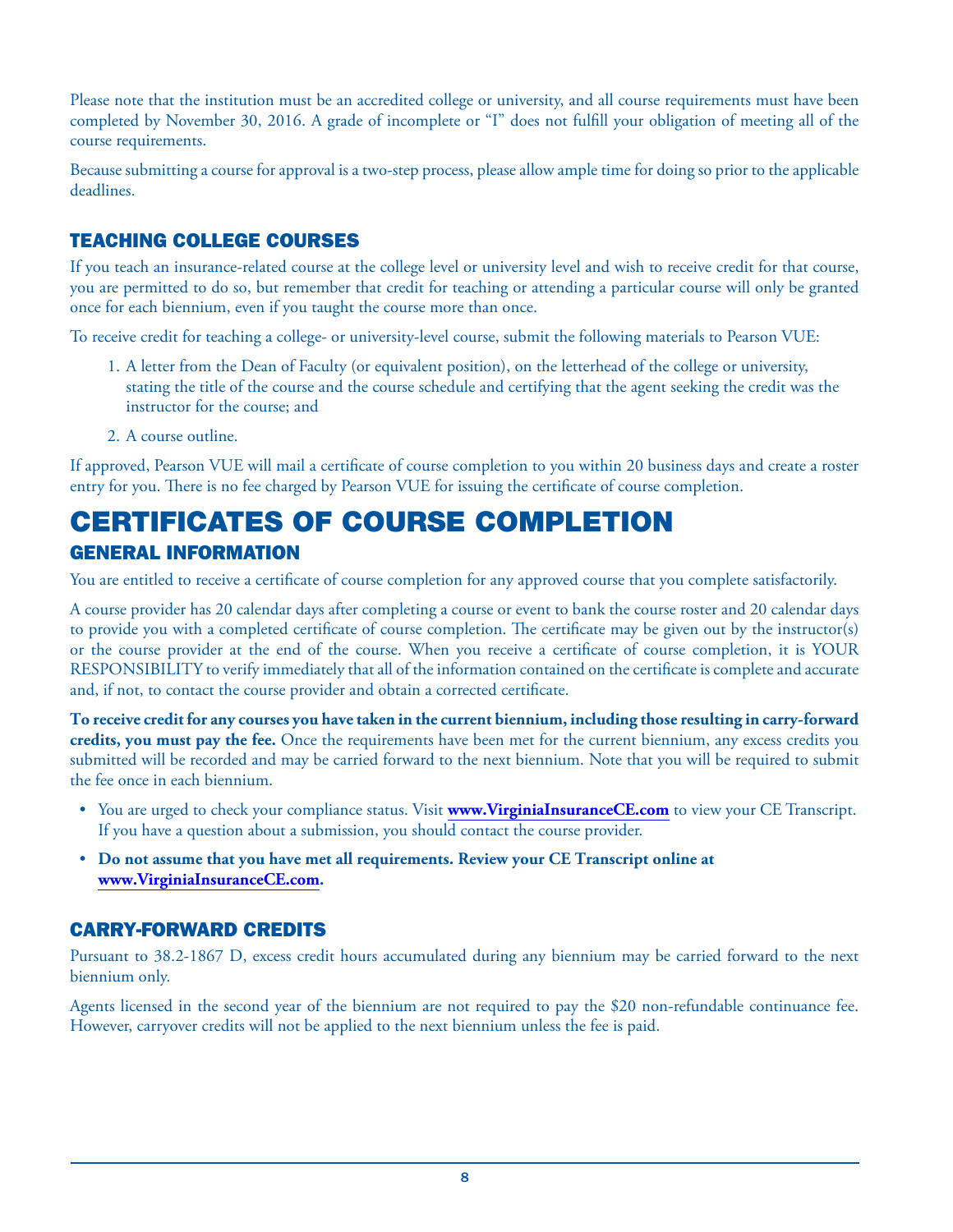Please note that the institution must be an accredited college or university, and all course requirements must have been completed by November 30, 2016. A grade of incomplete or "I" does not fulfill your obligation of meeting all of the course requirements.

Because submitting a course for approval is a two-step process, please allow ample time for doing so prior to the applicable deadlines.

### TEACHING COLLEGE COURSES

If you teach an insurance-related course at the college level or university level and wish to receive credit for that course, you are permitted to do so, but remember that credit for teaching or attending a particular course will only be granted once for each biennium, even if you taught the course more than once.

To receive credit for teaching a college- or university-level course, submit the following materials to Pearson VUE:

1. A letter from the Dean of Faculty (or equivalent position), on the letterhead of the college or university, stating the title of the course and the course schedule and certifying that the agent seeking the credit was the instructor for the course; and
2. A course outline.

If approved, Pearson VUE will mail a certificate of course completion to you within 20 business days and create a roster entry for you. There is no fee charged by Pearson VUE for issuing the certificate of course completion.

## CERTIFICATES OF COURSE COMPLETION

### GENERAL INFORMATION

You are entitled to receive a certificate of course completion for any approved course that you complete satisfactorily.

A course provider has 20 calendar days after completing a course or event to bank the course roster and 20 calendar days to provide you with a completed certificate of course completion. The certificate may be given out by the instructor(s) or the course provider at the end of the course. When you receive a certificate of course completion, it is YOUR RESPONSIBILITY to verify immediately that all of the information contained on the certificate is complete and accurate and, if not, to contact the course provider and obtain a corrected certificate.

**To receive credit for any courses you have taken in the current biennium, including those resulting in carry-forward credits, you must pay the fee.** Once the requirements have been met for the current biennium, any excess credits you submitted will be recorded and may be carried forward to the next biennium. Note that you will be required to submit the fee once in each biennium.

- You are urged to check your compliance status. Visit **www.VirginiaInsuranceCE.com** to view your CE Transcript. If you have a question about a submission, you should contact the course provider.
- **Do not assume that you have met all requirements. Review your CE Transcript online at www.VirginiaInsuranceCE.com.**

### CARRY-FORWARD CREDITS

Pursuant to 38.2-1867 D, excess credit hours accumulated during any biennium may be carried forward to the next biennium only.

Agents licensed in the second year of the biennium are not required to pay the $20 non-refundable continuance fee. However, carryover credits will not be applied to the next biennium unless the fee is paid.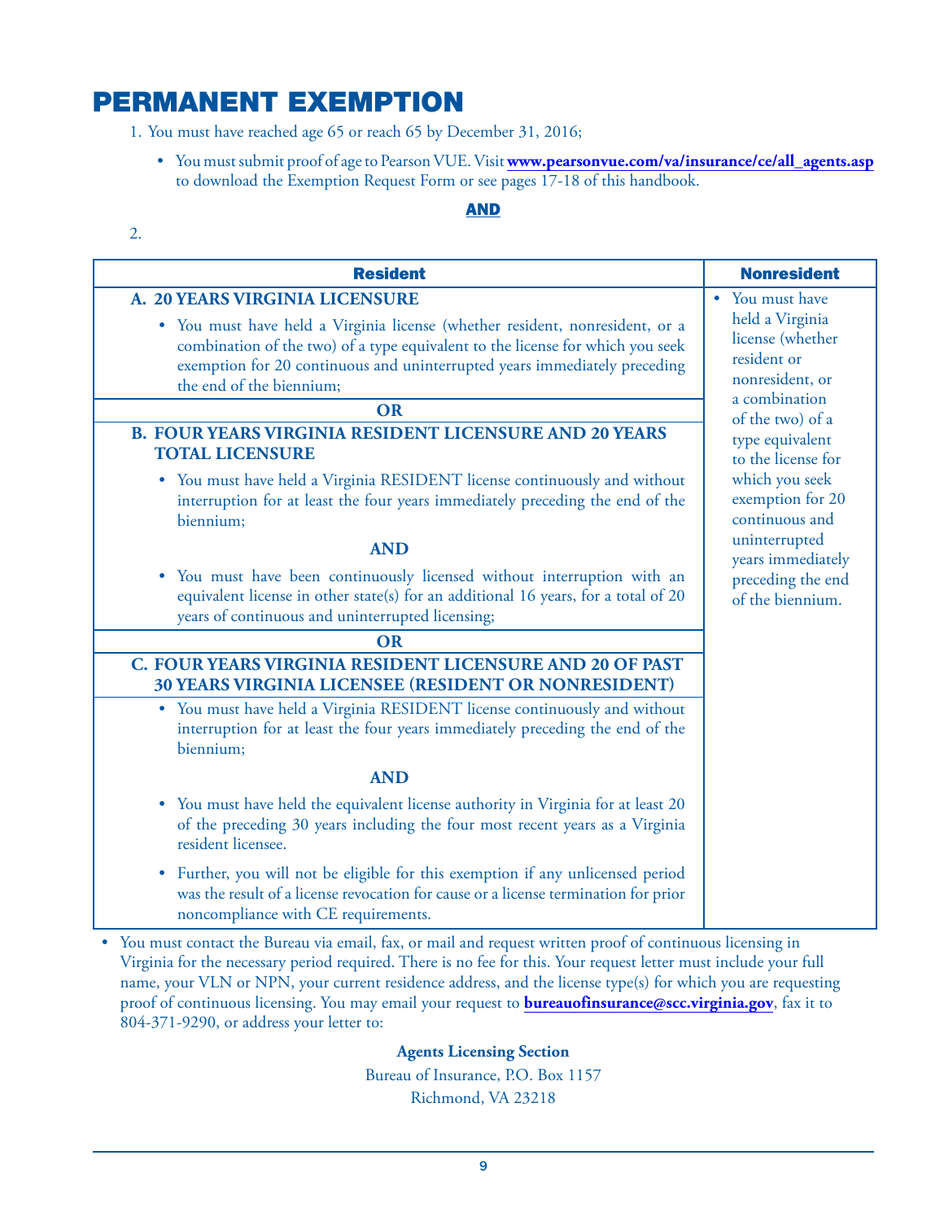# PERMANENT EXEMPTION

1. You must have reached age 65 or reach 65 by December 31, 2016;

   - You must submit proof of age to Pearson VUE. Visit **www.pearsonvue.com/va/insurance/ce/all_agents.asp** to download the Exemption Request Form or see pages 17-18 of this handbook.

**AND**

2.

| Resident | Nonresident |
|---|---|
| **A. 20 YEARS VIRGINIA LICENSURE**<br>• You must have held a Virginia license (whether resident, nonresident, or a combination of the two) of a type equivalent to the license for which you seek exemption for 20 continuous and uninterrupted years immediately preceding the end of the biennium;<br><br>**OR**<br><br>**B. FOUR YEARS VIRGINIA RESIDENT LICENSURE AND 20 YEARS TOTAL LICENSURE**<br>• You must have held a Virginia RESIDENT license continuously and without interruption for at least the four years immediately preceding the end of the biennium;<br>**AND**<br>• You must have been continuously licensed without interruption with an equivalent license in other state(s) for an additional 16 years, for a total of 20 years of continuous and uninterrupted licensing;<br><br>**OR**<br><br>**C. FOUR YEARS VIRGINIA RESIDENT LICENSURE AND 20 OF PAST 30 YEARS VIRGINIA LICENSEE (RESIDENT OR NONRESIDENT)**<br>• You must have held a Virginia RESIDENT license continuously and without interruption for at least the four years immediately preceding the end of the biennium;<br>**AND**<br>• You must have held the equivalent license authority in Virginia for at least 20 of the preceding 30 years including the four most recent years as a Virginia resident licensee.<br>• Further, you will not be eligible for this exemption if any unlicensed period was the result of a license revocation for cause or a license termination for prior noncompliance with CE requirements. | • You must have held a Virginia license (whether resident or nonresident, or a combination of the two) of a type equivalent to the license for which you seek exemption for 20 continuous and uninterrupted years immediately preceding the end of the biennium. |

- You must contact the Bureau via email, fax, or mail and request written proof of continuous licensing in Virginia for the necessary period required. There is no fee for this. Your request letter must include your full name, your VLN or NPN, your current residence address, and the license type(s) for which you are requesting proof of continuous licensing. You may email your request to **bureauofinsurance@scc.virginia.gov**, fax it to 804-371-9290, or address your letter to:

**Agents Licensing Section**
Bureau of Insurance, P.O. Box 1157
Richmond, VA 23218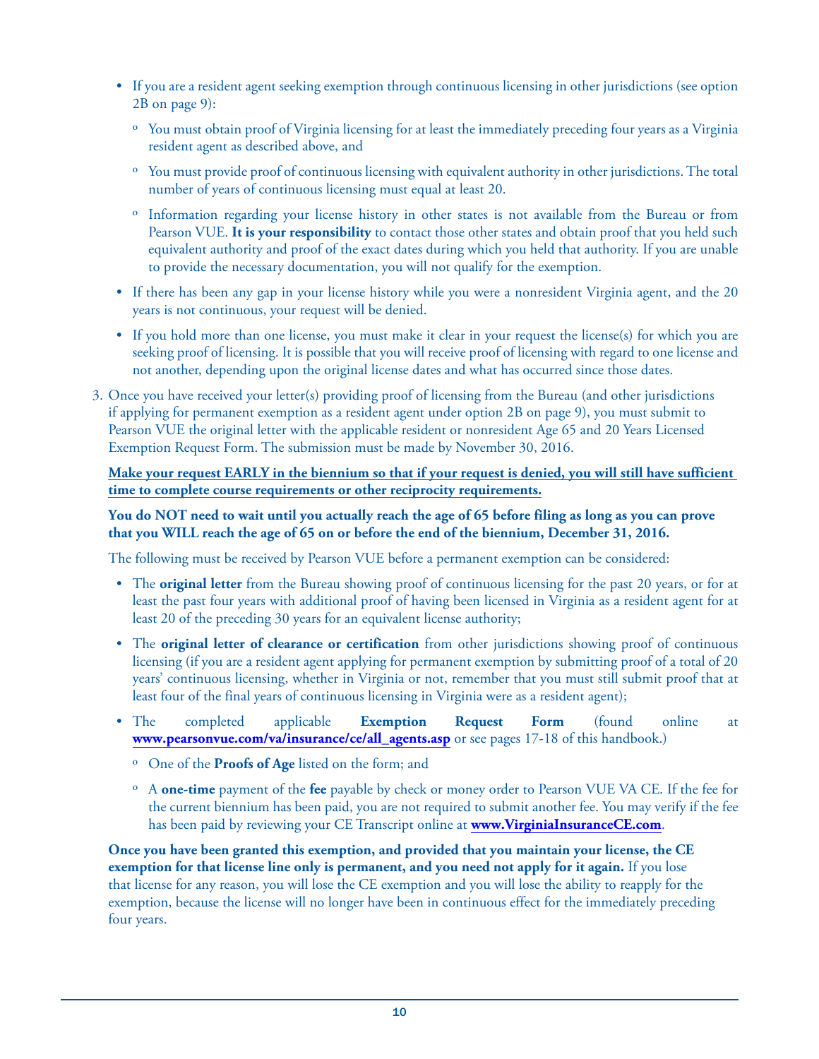- If you are a resident agent seeking exemption through continuous licensing in other jurisdictions (see option 2B on page 9):
  - You must obtain proof of Virginia licensing for at least the immediately preceding four years as a Virginia resident agent as described above, and
  - You must provide proof of continuous licensing with equivalent authority in other jurisdictions. The total number of years of continuous licensing must equal at least 20.
  - Information regarding your license history in other states is not available from the Bureau or from Pearson VUE. **It is your responsibility** to contact those other states and obtain proof that you held such equivalent authority and proof of the exact dates during which you held that authority. If you are unable to provide the necessary documentation, you will not qualify for the exemption.
- If there has been any gap in your license history while you were a nonresident Virginia agent, and the 20 years is not continuous, your request will be denied.
- If you hold more than one license, you must make it clear in your request the license(s) for which you are seeking proof of licensing. It is possible that you will receive proof of licensing with regard to one license and not another, depending upon the original license dates and what has occurred since those dates.

3. Once you have received your letter(s) providing proof of licensing from the Bureau (and other jurisdictions if applying for permanent exemption as a resident agent under option 2B on page 9), you must submit to Pearson VUE the original letter with the applicable resident or nonresident Age 65 and 20 Years Licensed Exemption Request Form. The submission must be made by November 30, 2016.

   **Make your request EARLY in the biennium so that if your request is denied, you will still have sufficient time to complete course requirements or other reciprocity requirements.**

   **You do NOT need to wait until you actually reach the age of 65 before filing as long as you can prove that you WILL reach the age of 65 on or before the end of the biennium, December 31, 2016.**

   The following must be received by Pearson VUE before a permanent exemption can be considered:

   - The **original letter** from the Bureau showing proof of continuous licensing for the past 20 years, or for at least the past four years with additional proof of having been licensed in Virginia as a resident agent for at least 20 of the preceding 30 years for an equivalent license authority;
   - The **original letter of clearance or certification** from other jurisdictions showing proof of continuous licensing (if you are a resident agent applying for permanent exemption by submitting proof of a total of 20 years' continuous licensing, whether in Virginia or not, remember that you must still submit proof that at least four of the final years of continuous licensing in Virginia were as a resident agent);
   - The completed applicable **Exemption Request Form** (found online at **www.pearsonvue.com/va/insurance/ce/all_agents.asp** or see pages 17-18 of this handbook.)
     - One of the **Proofs of Age** listed on the form; and
     - A **one-time** payment of the **fee** payable by check or money order to Pearson VUE VA CE. If the fee for the current biennium has been paid, you are not required to submit another fee. You may verify if the fee has been paid by reviewing your CE Transcript online at **www.VirginiaInsuranceCE.com**.

   **Once you have been granted this exemption, and provided that you maintain your license, the CE exemption for that license line only is permanent, and you need not apply for it again.** If you lose that license for any reason, you will lose the CE exemption and you will lose the ability to reapply for the exemption, because the license will no longer have been in continuous effect for the immediately preceding four years.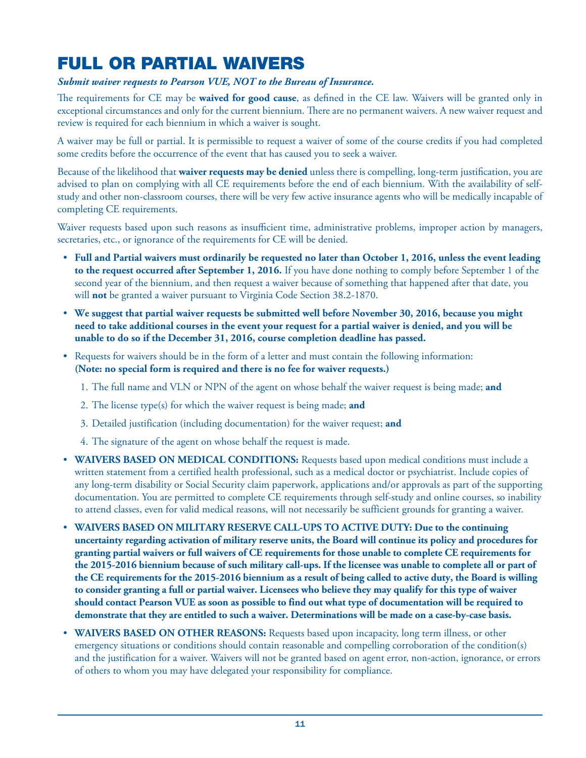# FULL OR PARTIAL WAIVERS

***Submit waiver requests to Pearson VUE, NOT to the Bureau of Insurance.***

The requirements for CE may be **waived for good cause**, as defined in the CE law. Waivers will be granted only in exceptional circumstances and only for the current biennium. There are no permanent waivers. A new waiver request and review is required for each biennium in which a waiver is sought.

A waiver may be full or partial. It is permissible to request a waiver of some of the course credits if you had completed some credits before the occurrence of the event that has caused you to seek a waiver.

Because of the likelihood that **waiver requests may be denied** unless there is compelling, long-term justification, you are advised to plan on complying with all CE requirements before the end of each biennium. With the availability of self-study and other non-classroom courses, there will be very few active insurance agents who will be medically incapable of completing CE requirements.

Waiver requests based upon such reasons as insufficient time, administrative problems, improper action by managers, secretaries, etc., or ignorance of the requirements for CE will be denied.

- **Full and Partial waivers must ordinarily be requested no later than October 1, 2016, unless the event leading to the request occurred after September 1, 2016.** If you have done nothing to comply before September 1 of the second year of the biennium, and then request a waiver because of something that happened after that date, you will **not** be granted a waiver pursuant to Virginia Code Section 38.2-1870.
- **We suggest that partial waiver requests be submitted well before November 30, 2016, because you might need to take additional courses in the event your request for a partial waiver is denied, and you will be unable to do so if the December 31, 2016, course completion deadline has passed.**
- Requests for waivers should be in the form of a letter and must contain the following information: **(Note: no special form is required and there is no fee for waiver requests.)**
  1. The full name and VLN or NPN of the agent on whose behalf the waiver request is being made; **and**
  2. The license type(s) for which the waiver request is being made; **and**
  3. Detailed justification (including documentation) for the waiver request; **and**
  4. The signature of the agent on whose behalf the request is made.
- **WAIVERS BASED ON MEDICAL CONDITIONS:** Requests based upon medical conditions must include a written statement from a certified health professional, such as a medical doctor or psychiatrist. Include copies of any long-term disability or Social Security claim paperwork, applications and/or approvals as part of the supporting documentation. You are permitted to complete CE requirements through self-study and online courses, so inability to attend classes, even for valid medical reasons, will not necessarily be sufficient grounds for granting a waiver.
- **WAIVERS BASED ON MILITARY RESERVE CALL-UPS TO ACTIVE DUTY: Due to the continuing uncertainty regarding activation of military reserve units, the Board will continue its policy and procedures for granting partial waivers or full waivers of CE requirements for those unable to complete CE requirements for the 2015-2016 biennium because of such military call-ups. If the licensee was unable to complete all or part of the CE requirements for the 2015-2016 biennium as a result of being called to active duty, the Board is willing to consider granting a full or partial waiver. Licensees who believe they may qualify for this type of waiver should contact Pearson VUE as soon as possible to find out what type of documentation will be required to demonstrate that they are entitled to such a waiver. Determinations will be made on a case-by-case basis.**
- **WAIVERS BASED ON OTHER REASONS:** Requests based upon incapacity, long term illness, or other emergency situations or conditions should contain reasonable and compelling corroboration of the condition(s) and the justification for a waiver. Waivers will not be granted based on agent error, non-action, ignorance, or errors of others to whom you may have delegated your responsibility for compliance.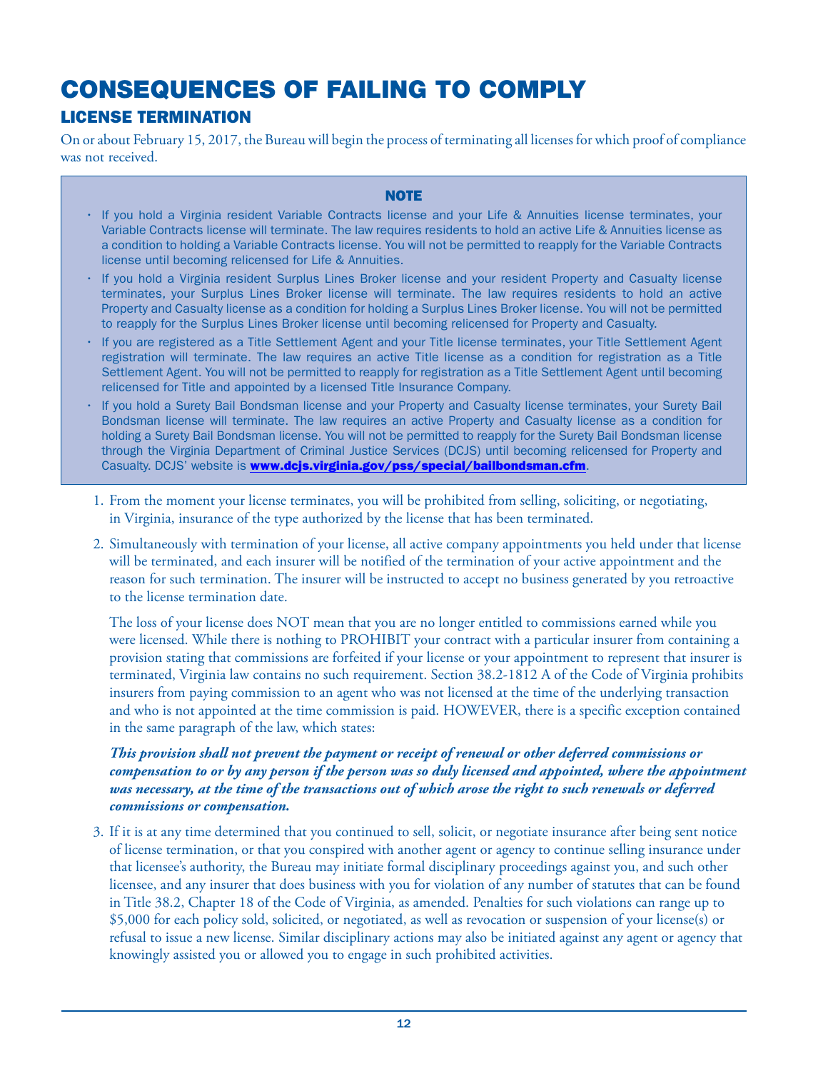# CONSEQUENCES OF FAILING TO COMPLY

## LICENSE TERMINATION

On or about February 15, 2017, the Bureau will begin the process of terminating all licenses for which proof of compliance was not received.

> **NOTE**
>
> - If you hold a Virginia resident Variable Contracts license and your Life & Annuities license terminates, your Variable Contracts license will terminate. The law requires residents to hold an active Life & Annuities license as a condition to holding a Variable Contracts license. You will not be permitted to reapply for the Variable Contracts license until becoming relicensed for Life & Annuities.
> - If you hold a Virginia resident Surplus Lines Broker license and your resident Property and Casualty license terminates, your Surplus Lines Broker license will terminate. The law requires residents to hold an active Property and Casualty license as a condition for holding a Surplus Lines Broker license. You will not be permitted to reapply for the Surplus Lines Broker license until becoming relicensed for Property and Casualty.
> - If you are registered as a Title Settlement Agent and your Title license terminates, your Title Settlement Agent registration will terminate. The law requires an active Title license as a condition for registration as a Title Settlement Agent. You will not be permitted to reapply for registration as a Title Settlement Agent until becoming relicensed for Title and appointed by a licensed Title Insurance Company.
> - If you hold a Surety Bail Bondsman license and your Property and Casualty license terminates, your Surety Bail Bondsman license will terminate. The law requires an active Property and Casualty license as a condition for holding a Surety Bail Bondsman license. You will not be permitted to reapply for the Surety Bail Bondsman license through the Virginia Department of Criminal Justice Services (DCJS) until becoming relicensed for Property and Casualty. DCJS' website is **www.dcjs.virginia.gov/pss/special/bailbondsman.cfm**.

1. From the moment your license terminates, you will be prohibited from selling, soliciting, or negotiating, in Virginia, insurance of the type authorized by the license that has been terminated.
2. Simultaneously with termination of your license, all active company appointments you held under that license will be terminated, and each insurer will be notified of the termination of your active appointment and the reason for such termination. The insurer will be instructed to accept no business generated by you retroactive to the license termination date.

   The loss of your license does NOT mean that you are no longer entitled to commissions earned while you were licensed. While there is nothing to PROHIBIT your contract with a particular insurer from containing a provision stating that commissions are forfeited if your license or your appointment to represent that insurer is terminated, Virginia law contains no such requirement. Section 38.2-1812 A of the Code of Virginia prohibits insurers from paying commission to an agent who was not licensed at the time of the underlying transaction and who is not appointed at the time commission is paid. HOWEVER, there is a specific exception contained in the same paragraph of the law, which states:

   ***This provision shall not prevent the payment or receipt of renewal or other deferred commissions or compensation to or by any person if the person was so duly licensed and appointed, where the appointment was necessary, at the time of the transactions out of which arose the right to such renewals or deferred commissions or compensation.***

3. If it is at any time determined that you continued to sell, solicit, or negotiate insurance after being sent notice of license termination, or that you conspired with another agent or agency to continue selling insurance under that licensee's authority, the Bureau may initiate formal disciplinary proceedings against you, and such other licensee, and any insurer that does business with you for violation of any number of statutes that can be found in Title 38.2, Chapter 18 of the Code of Virginia, as amended. Penalties for such violations can range up to $5,000 for each policy sold, solicited, or negotiated, as well as revocation or suspension of your license(s) or refusal to issue a new license. Similar disciplinary actions may also be initiated against any agent or agency that knowingly assisted you or allowed you to engage in such prohibited activities.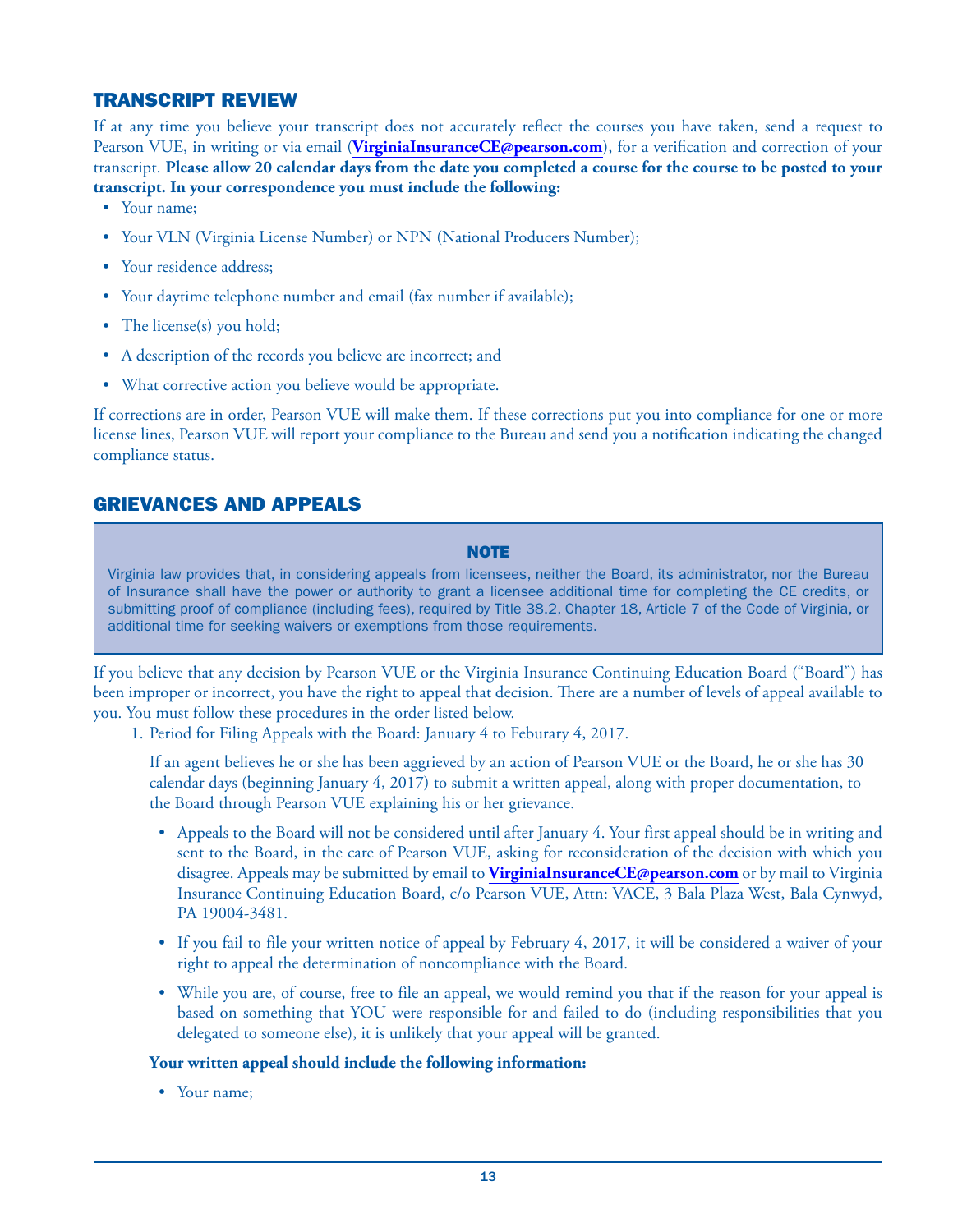## TRANSCRIPT REVIEW

If at any time you believe your transcript does not accurately reflect the courses you have taken, send a request to Pearson VUE, in writing or via email (**VirginiaInsuranceCE@pearson.com**), for a verification and correction of your transcript. **Please allow 20 calendar days from the date you completed a course for the course to be posted to your transcript. In your correspondence you must include the following:**

- Your name;
- Your VLN (Virginia License Number) or NPN (National Producers Number);
- Your residence address;
- Your daytime telephone number and email (fax number if available);
- The license(s) you hold;
- A description of the records you believe are incorrect; and
- What corrective action you believe would be appropriate.

If corrections are in order, Pearson VUE will make them. If these corrections put you into compliance for one or more license lines, Pearson VUE will report your compliance to the Bureau and send you a notification indicating the changed compliance status.

## GRIEVANCES AND APPEALS

> **NOTE**
>
> Virginia law provides that, in considering appeals from licensees, neither the Board, its administrator, nor the Bureau of Insurance shall have the power or authority to grant a licensee additional time for completing the CE credits, or submitting proof of compliance (including fees), required by Title 38.2, Chapter 18, Article 7 of the Code of Virginia, or additional time for seeking waivers or exemptions from those requirements.

If you believe that any decision by Pearson VUE or the Virginia Insurance Continuing Education Board ("Board") has been improper or incorrect, you have the right to appeal that decision. There are a number of levels of appeal available to you. You must follow these procedures in the order listed below.

1. Period for Filing Appeals with the Board: January 4 to Feburary 4, 2017.

   If an agent believes he or she has been aggrieved by an action of Pearson VUE or the Board, he or she has 30 calendar days (beginning January 4, 2017) to submit a written appeal, along with proper documentation, to the Board through Pearson VUE explaining his or her grievance.

   - Appeals to the Board will not be considered until after January 4. Your first appeal should be in writing and sent to the Board, in the care of Pearson VUE, asking for reconsideration of the decision with which you disagree. Appeals may be submitted by email to **VirginiaInsuranceCE@pearson.com** or by mail to Virginia Insurance Continuing Education Board, c/o Pearson VUE, Attn: VACE, 3 Bala Plaza West, Bala Cynwyd, PA 19004-3481.
   - If you fail to file your written notice of appeal by February 4, 2017, it will be considered a waiver of your right to appeal the determination of noncompliance with the Board.
   - While you are, of course, free to file an appeal, we would remind you that if the reason for your appeal is based on something that YOU were responsible for and failed to do (including responsibilities that you delegated to someone else), it is unlikely that your appeal will be granted.

   **Your written appeal should include the following information:**

   - Your name;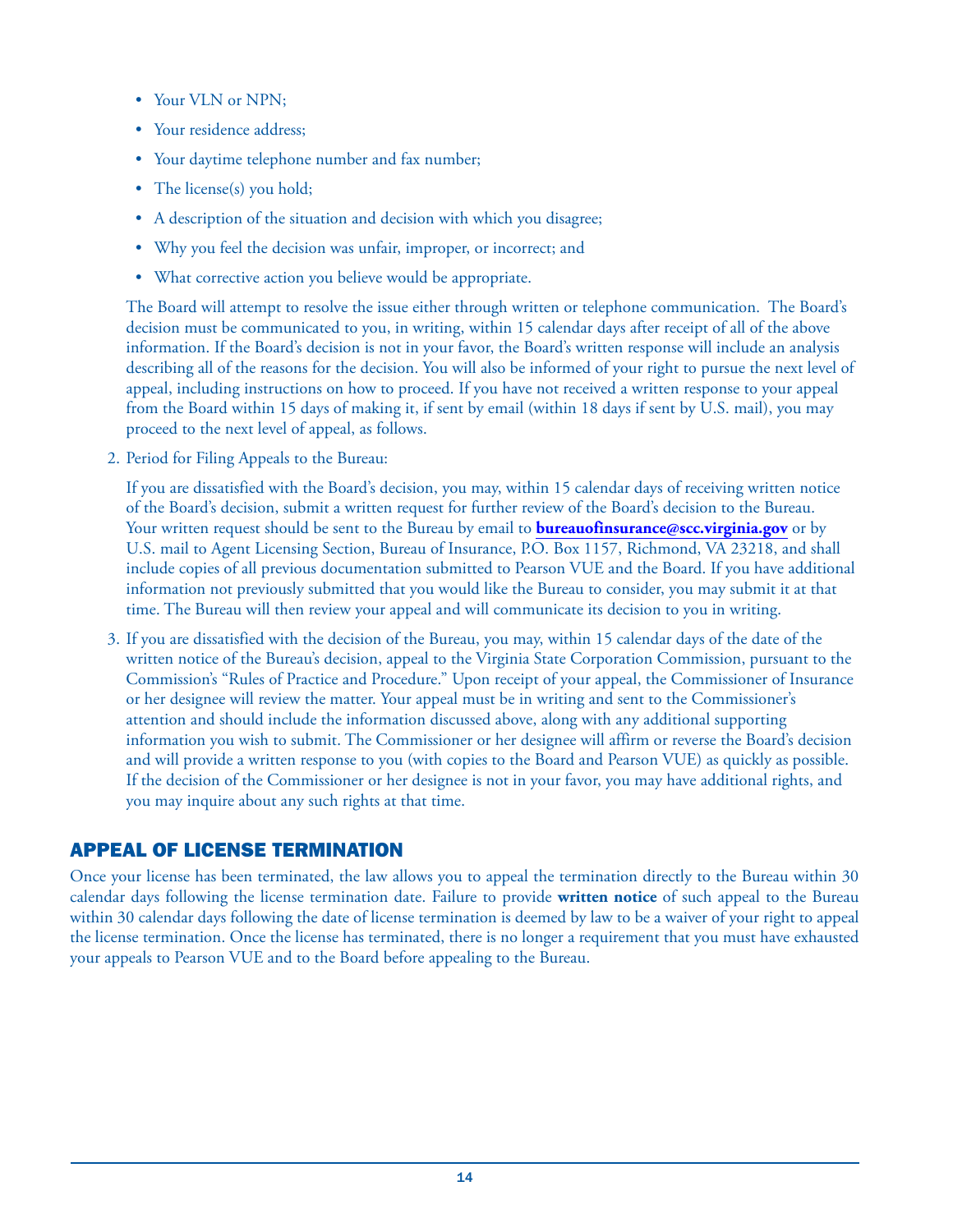- Your VLN or NPN;
- Your residence address;
- Your daytime telephone number and fax number;
- The license(s) you hold;
- A description of the situation and decision with which you disagree;
- Why you feel the decision was unfair, improper, or incorrect; and
- What corrective action you believe would be appropriate.

The Board will attempt to resolve the issue either through written or telephone communication. The Board's decision must be communicated to you, in writing, within 15 calendar days after receipt of all of the above information. If the Board's decision is not in your favor, the Board's written response will include an analysis describing all of the reasons for the decision. You will also be informed of your right to pursue the next level of appeal, including instructions on how to proceed. If you have not received a written response to your appeal from the Board within 15 days of making it, if sent by email (within 18 days if sent by U.S. mail), you may proceed to the next level of appeal, as follows.

2. Period for Filing Appeals to the Bureau:

   If you are dissatisfied with the Board's decision, you may, within 15 calendar days of receiving written notice of the Board's decision, submit a written request for further review of the Board's decision to the Bureau. Your written request should be sent to the Bureau by email to **bureauofinsurance@scc.virginia.gov** or by U.S. mail to Agent Licensing Section, Bureau of Insurance, P.O. Box 1157, Richmond, VA 23218, and shall include copies of all previous documentation submitted to Pearson VUE and the Board. If you have additional information not previously submitted that you would like the Bureau to consider, you may submit it at that time. The Bureau will then review your appeal and will communicate its decision to you in writing.

3. If you are dissatisfied with the decision of the Bureau, you may, within 15 calendar days of the date of the written notice of the Bureau's decision, appeal to the Virginia State Corporation Commission, pursuant to the Commission's "Rules of Practice and Procedure." Upon receipt of your appeal, the Commissioner of Insurance or her designee will review the matter. Your appeal must be in writing and sent to the Commissioner's attention and should include the information discussed above, along with any additional supporting information you wish to submit. The Commissioner or her designee will affirm or reverse the Board's decision and will provide a written response to you (with copies to the Board and Pearson VUE) as quickly as possible. If the decision of the Commissioner or her designee is not in your favor, you may have additional rights, and you may inquire about any such rights at that time.

## APPEAL OF LICENSE TERMINATION

Once your license has been terminated, the law allows you to appeal the termination directly to the Bureau within 30 calendar days following the license termination date. Failure to provide **written notice** of such appeal to the Bureau within 30 calendar days following the date of license termination is deemed by law to be a waiver of your right to appeal the license termination. Once the license has terminated, there is no longer a requirement that you must have exhausted your appeals to Pearson VUE and to the Board before appealing to the Bureau.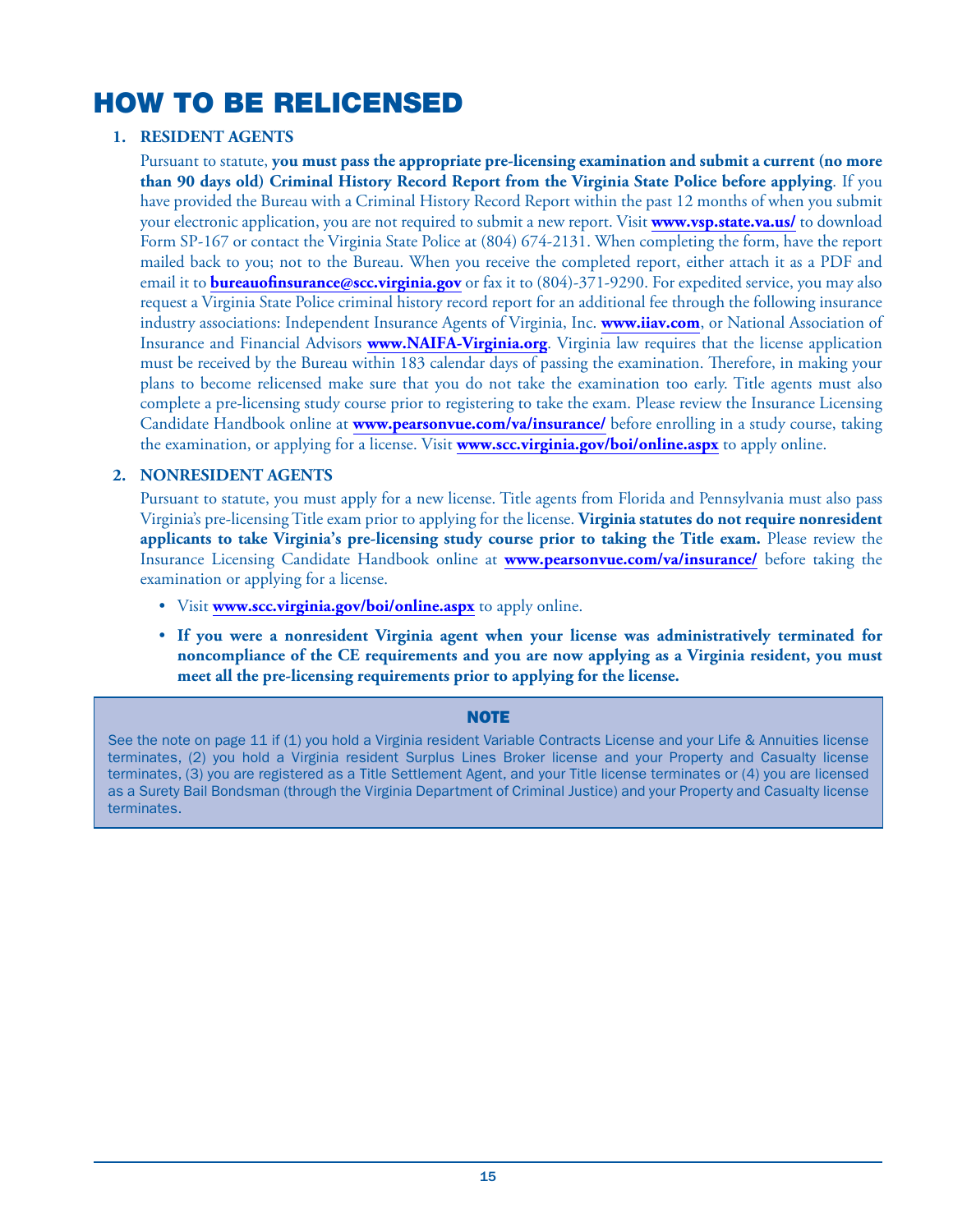# HOW TO BE RELICENSED

1. **RESIDENT AGENTS**

   Pursuant to statute, **you must pass the appropriate pre-licensing examination and submit a current (no more than 90 days old) Criminal History Record Report from the Virginia State Police before applying**. If you have provided the Bureau with a Criminal History Record Report within the past 12 months of when you submit your electronic application, you are not required to submit a new report. Visit **www.vsp.state.va.us/** to download Form SP-167 or contact the Virginia State Police at (804) 674-2131. When completing the form, have the report mailed back to you; not to the Bureau. When you receive the completed report, either attach it as a PDF and email it to **bureauofinsurance@scc.virginia.gov** or fax it to (804)-371-9290. For expedited service, you may also request a Virginia State Police criminal history record report for an additional fee through the following insurance industry associations: Independent Insurance Agents of Virginia, Inc. **www.iiav.com**, or National Association of Insurance and Financial Advisors **www.NAIFA-Virginia.org**. Virginia law requires that the license application must be received by the Bureau within 183 calendar days of passing the examination. Therefore, in making your plans to become relicensed make sure that you do not take the examination too early. Title agents must also complete a pre-licensing study course prior to registering to take the exam. Please review the Insurance Licensing Candidate Handbook online at **www.pearsonvue.com/va/insurance/** before enrolling in a study course, taking the examination, or applying for a license. Visit **www.scc.virginia.gov/boi/online.aspx** to apply online.

2. **NONRESIDENT AGENTS**

   Pursuant to statute, you must apply for a new license. Title agents from Florida and Pennsylvania must also pass Virginia's pre-licensing Title exam prior to applying for the license. **Virginia statutes do not require nonresident applicants to take Virginia's pre-licensing study course prior to taking the Title exam.** Please review the Insurance Licensing Candidate Handbook online at **www.pearsonvue.com/va/insurance/** before taking the examination or applying for a license.

   - Visit **www.scc.virginia.gov/boi/online.aspx** to apply online.
   - **If you were a nonresident Virginia agent when your license was administratively terminated for noncompliance of the CE requirements and you are now applying as a Virginia resident, you must meet all the pre-licensing requirements prior to applying for the license.**

**NOTE**

See the note on page 11 if (1) you hold a Virginia resident Variable Contracts License and your Life & Annuities license terminates, (2) you hold a Virginia resident Surplus Lines Broker license and your Property and Casualty license terminates, (3) you are registered as a Title Settlement Agent, and your Title license terminates or (4) you are licensed as a Surety Bail Bondsman (through the Virginia Department of Criminal Justice) and your Property and Casualty license terminates.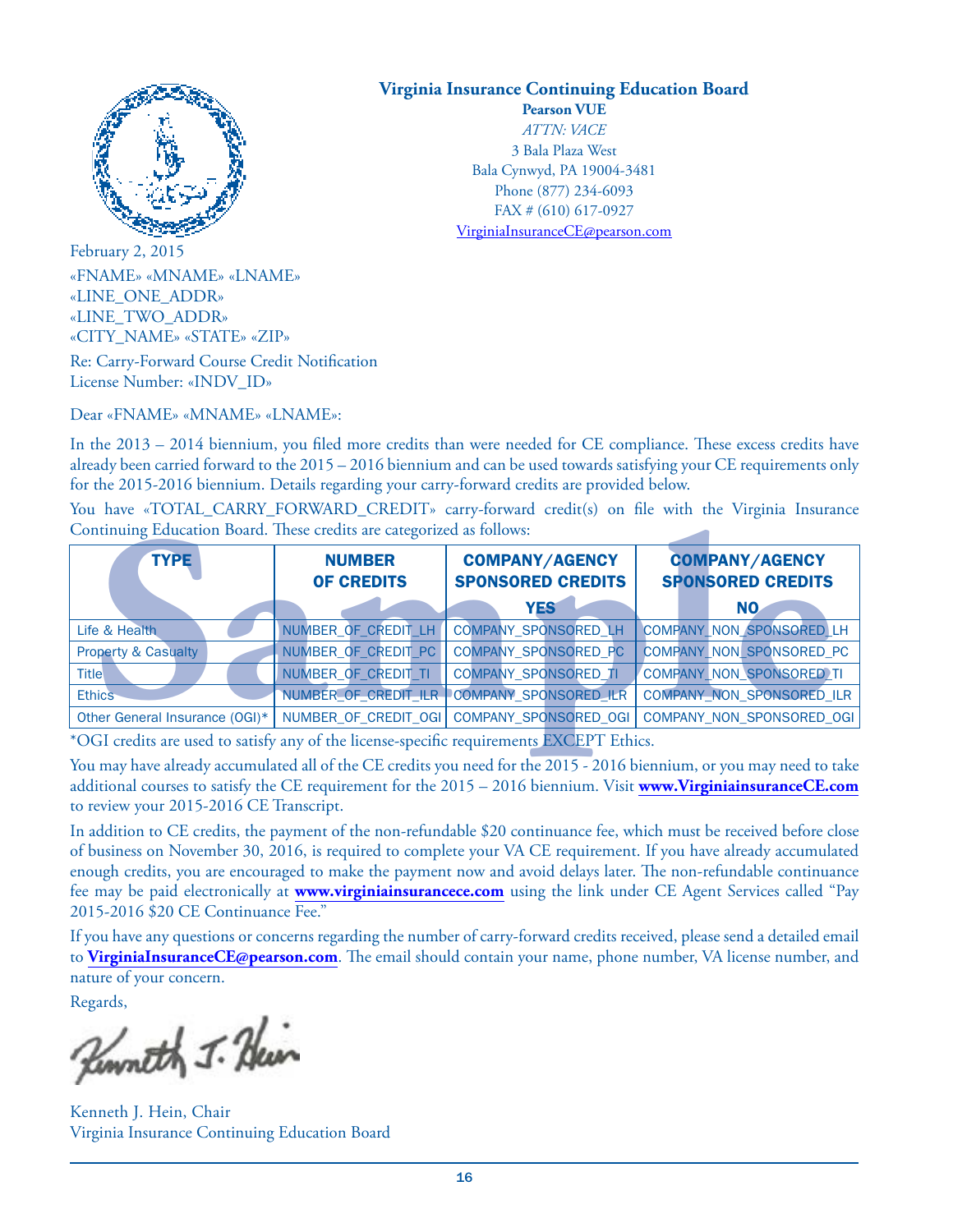**Virginia Insurance Continuing Education Board**
**Pearson VUE**
*ATTN: VACE*
3 Bala Plaza West
Bala Cynwyd, PA 19004-3481
Phone (877) 234-6093
FAX # (610) 617-0927
VirginiaInsuranceCE@pearson.com

February 2, 2015

«FNAME» «MNAME» «LNAME»
«LINE_ONE_ADDR»
«LINE_TWO_ADDR»
«CITY_NAME» «STATE» «ZIP»

Re: Carry-Forward Course Credit Notification
License Number: «INDV_ID»

Dear «FNAME» «MNAME» «LNAME»:

In the 2013 – 2014 biennium, you filed more credits than were needed for CE compliance. These excess credits have already been carried forward to the 2015 – 2016 biennium and can be used towards satisfying your CE requirements only for the 2015-2016 biennium. Details regarding your carry-forward credits are provided below.

You have «TOTAL_CARRY_FORWARD_CREDIT» carry-forward credit(s) on file with the Virginia Insurance Continuing Education Board. These credits are categorized as follows:

| TYPE | NUMBER OF CREDITS | COMPANY/AGENCY SPONSORED CREDITS YES | COMPANY/AGENCY SPONSORED CREDITS NO |
|---|---|---|---|
| Life & Health | NUMBER_OF_CREDIT_LH | COMPANY_SPONSORED_LH | COMPANY_NON_SPONSORED_LH |
| Property & Casualty | NUMBER_OF_CREDIT_PC | COMPANY_SPONSORED_PC | COMPANY_NON_SPONSORED_PC |
| Title | NUMBER_OF_CREDIT_TI | COMPANY_SPONSORED_TI | COMPANY_NON_SPONSORED_TI |
| Ethics | NUMBER_OF_CREDIT_ILR | COMPANY_SPONSORED_ILR | COMPANY_NON_SPONSORED_ILR |
| Other General Insurance (OGI)* | NUMBER_OF_CREDIT_OGI | COMPANY_SPONSORED_OGI | COMPANY_NON_SPONSORED_OGI |

*OGI credits are used to satisfy any of the license-specific requirements EXCEPT Ethics.

You may have already accumulated all of the CE credits you need for the 2015 - 2016 biennium, or you may need to take additional courses to satisfy the CE requirement for the 2015 – 2016 biennium. Visit **www.VirginiainsuranceCE.com** to review your 2015-2016 CE Transcript.

In addition to CE credits, the payment of the non-refundable $20 continuance fee, which must be received before close of business on November 30, 2016, is required to complete your VA CE requirement. If you have already accumulated enough credits, you are encouraged to make the payment now and avoid delays later. The non-refundable continuance fee may be paid electronically at **www.virginiainsurancece.com** using the link under CE Agent Services called "Pay 2015-2016 $20 CE Continuance Fee."

If you have any questions or concerns regarding the number of carry-forward credits received, please send a detailed email to **VirginiaInsuranceCE@pearson.com**. The email should contain your name, phone number, VA license number, and nature of your concern.

Regards,

Kenneth J. Hein

Kenneth J. Hein, Chair
Virginia Insurance Continuing Education Board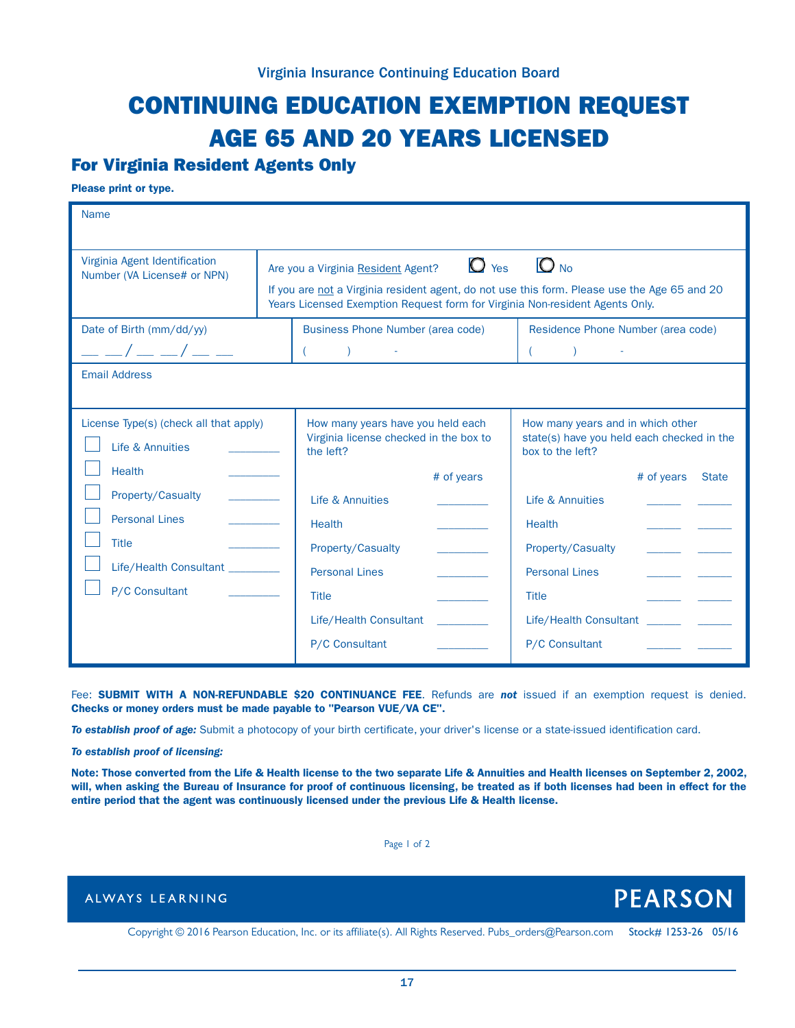Virginia Insurance Continuing Education Board

# CONTINUING EDUCATION EXEMPTION REQUEST AGE 65 AND 20 YEARS LICENSED

## For Virginia Resident Agents Only

**Please print or type.**

Name

| Virginia Agent Identification Number (VA License# or NPN) | Are you a Virginia Resident Agent? ◯ Yes ◯ No<br>If you are not a Virginia resident agent, do not use this form. Please use the Age 65 and 20 Years Licensed Exemption Request form for Virginia Non-resident Agents Only. |
|---|---|

| Date of Birth (mm/dd/yy) | Business Phone Number (area code) | Residence Phone Number (area code) |
|---|---|---|
| __ __/__ __/__ __ | (   ) - | (   ) - |

Email Address

| License Type(s) (check all that apply) | How many years have you held each Virginia license checked in the box to the left? # of years | How many years and in which other state(s) have you held each checked in the box to the left? # of years | State |
|---|---|---|---|
| ☐ Life & Annuities ______ | Life & Annuities ______ | Life & Annuities ______ | ______ |
| ☐ Health ______ | Health ______ | Health ______ | ______ |
| ☐ Property/Casualty ______ | Property/Casualty ______ | Property/Casualty ______ | ______ |
| ☐ Personal Lines ______ | Personal Lines ______ | Personal Lines ______ | ______ |
| ☐ Title ______ | Title ______ | Title ______ | ______ |
| ☐ Life/Health Consultant ______ | Life/Health Consultant ______ | Life/Health Consultant ______ | ______ |
| ☐ P/C Consultant ______ | P/C Consultant ______ | P/C Consultant ______ | ______ |

Fee: **SUBMIT WITH A NON-REFUNDABLE $20 CONTINUANCE FEE**. Refunds are ***not*** issued if an exemption request is denied. **Checks or money orders must be made payable to "Pearson VUE/VA CE".**

***To establish proof of age:*** Submit a photocopy of your birth certificate, your driver's license or a state-issued identification card.

***To establish proof of licensing:***

**Note: Those converted from the Life & Health license to the two separate Life & Annuities and Health licenses on September 2, 2002, will, when asking the Bureau of Insurance for proof of continuous licensing, be treated as if both licenses had been in effect for the entire period that the agent was continuously licensed under the previous Life & Health license.**

ALWAYS LEARNING PEARSON

Copyright © 2016 Pearson Education, Inc. or its affiliate(s). All Rights Reserved. Pubs_orders@Pearson.com Stock# 1253-26 05/16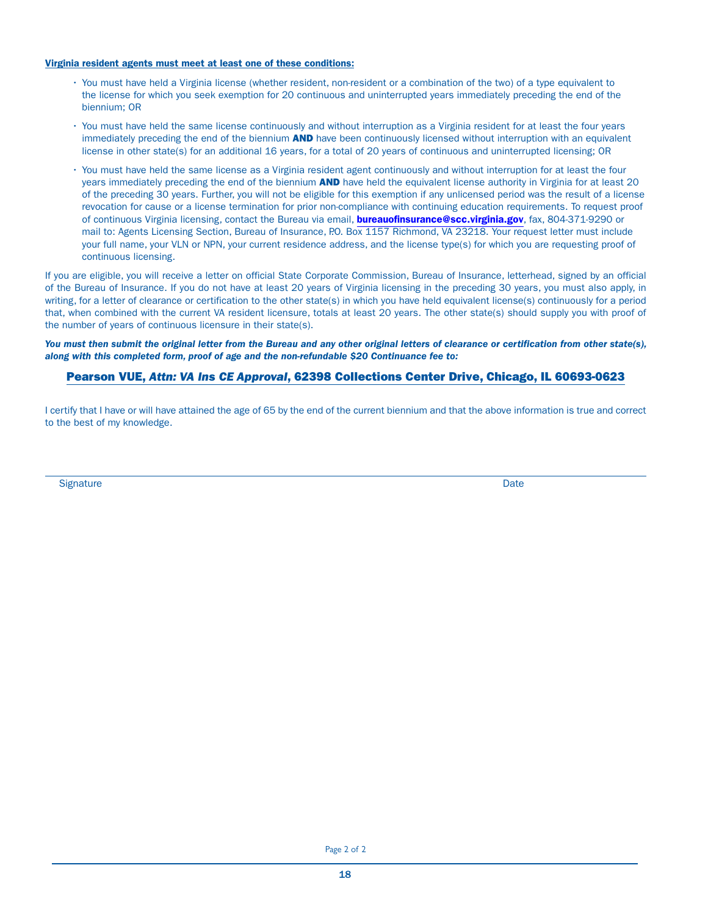**Virginia resident agents must meet at least one of these conditions:**

- You must have held a Virginia license (whether resident, non-resident or a combination of the two) of a type equivalent to the license for which you seek exemption for 20 continuous and uninterrupted years immediately preceding the end of the biennium; OR
- You must have held the same license continuously and without interruption as a Virginia resident for at least the four years immediately preceding the end of the biennium **AND** have been continuously licensed without interruption with an equivalent license in other state(s) for an additional 16 years, for a total of 20 years of continuous and uninterrupted licensing; OR
- You must have held the same license as a Virginia resident agent continuously and without interruption for at least the four years immediately preceding the end of the biennium **AND** have held the equivalent license authority in Virginia for at least 20 of the preceding 30 years. Further, you will not be eligible for this exemption if any unlicensed period was the result of a license revocation for cause or a license termination for prior non-compliance with continuing education requirements. To request proof of continuous Virginia licensing, contact the Bureau via email, **bureauofinsurance@scc.virginia.gov**, fax, 804-371-9290 or mail to: Agents Licensing Section, Bureau of Insurance, P.O. Box 1157 Richmond, VA 23218. Your request letter must include your full name, your VLN or NPN, your current residence address, and the license type(s) for which you are requesting proof of continuous licensing.

If you are eligible, you will receive a letter on official State Corporate Commission, Bureau of Insurance, letterhead, signed by an official of the Bureau of Insurance. If you do not have at least 20 years of Virginia licensing in the preceding 30 years, you must also apply, in writing, for a letter of clearance or certification to the other state(s) in which you have held equivalent license(s) continuously for a period that, when combined with the current VA resident licensure, totals at least 20 years. The other state(s) should supply you with proof of the number of years of continuous licensure in their state(s).

***You must then submit the original letter from the Bureau and any other original letters of clearance or certification from other state(s), along with this completed form, proof of age and the non-refundable $20 Continuance fee to:***

**Pearson VUE, *Attn: VA Ins CE Approval*, 62398 Collections Center Drive, Chicago, IL 60693-0623**

I certify that I have or will have attained the age of 65 by the end of the current biennium and that the above information is true and correct to the best of my knowledge.

Signature \_\_\_\_\_\_\_\_\_\_\_\_\_\_\_\_\_\_\_\_ Date \_\_\_\_\_\_\_\_\_\_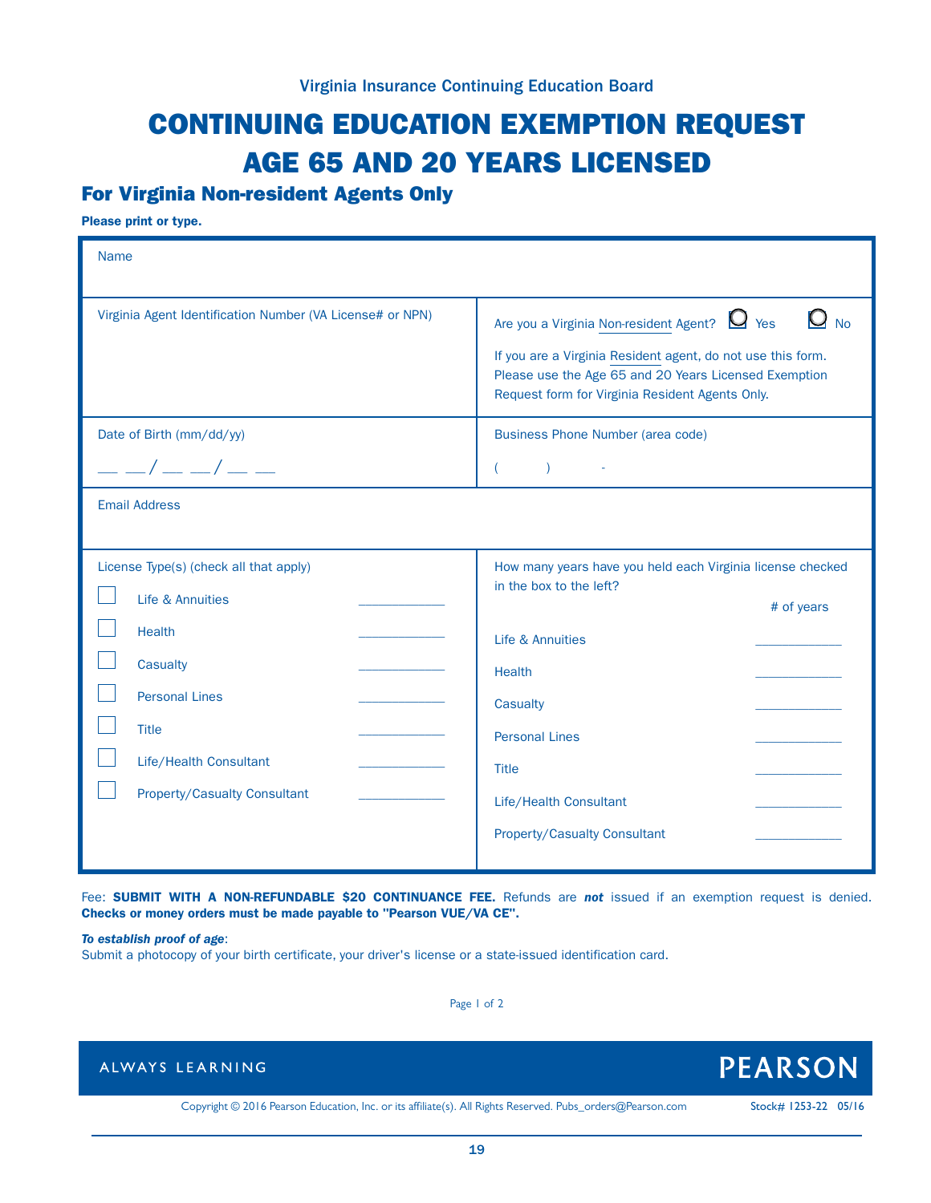Virginia Insurance Continuing Education Board

# CONTINUING EDUCATION EXEMPTION REQUEST AGE 65 AND 20 YEARS LICENSED

## For Virginia Non-resident Agents Only

**Please print or type.**

Name

Virginia Agent Identification Number (VA License# or NPN)

Are you a Virginia Non-resident Agent? ☐ Yes ☐ No

If you are a Virginia Resident agent, do not use this form. Please use the Age 65 and 20 Years Licensed Exemption Request form for Virginia Resident Agents Only.

Date of Birth (mm/dd/yy)

__ __/__ __/__ __

Business Phone Number (area code)

( ) -

Email Address

License Type(s) (check all that apply)

- ☐ Life & Annuities ____________
- ☐ Health ____________
- ☐ Casualty ____________
- ☐ Personal Lines ____________
- ☐ Title ____________
- ☐ Life/Health Consultant ____________
- ☐ Property/Casualty Consultant ____________

How many years have you held each Virginia license checked in the box to the left?

| | # of years |
|---|---|
| Life & Annuities | ____________ |
| Health | ____________ |
| Casualty | ____________ |
| Personal Lines | ____________ |
| Title | ____________ |
| Life/Health Consultant | ____________ |
| Property/Casualty Consultant | ____________ |

Fee: **SUBMIT WITH A NON-REFUNDABLE $20 CONTINUANCE FEE.** Refunds are ***not*** issued if an exemption request is denied. **Checks or money orders must be made payable to "Pearson VUE/VA CE".**

***To establish proof of age***:
Submit a photocopy of your birth certificate, your driver's license or a state-issued identification card.

ALWAYS LEARNING PEARSON

Copyright © 2016 Pearson Education, Inc. or its affiliate(s). All Rights Reserved. Pubs_orders@Pearson.com Stock# 1253-22 05/16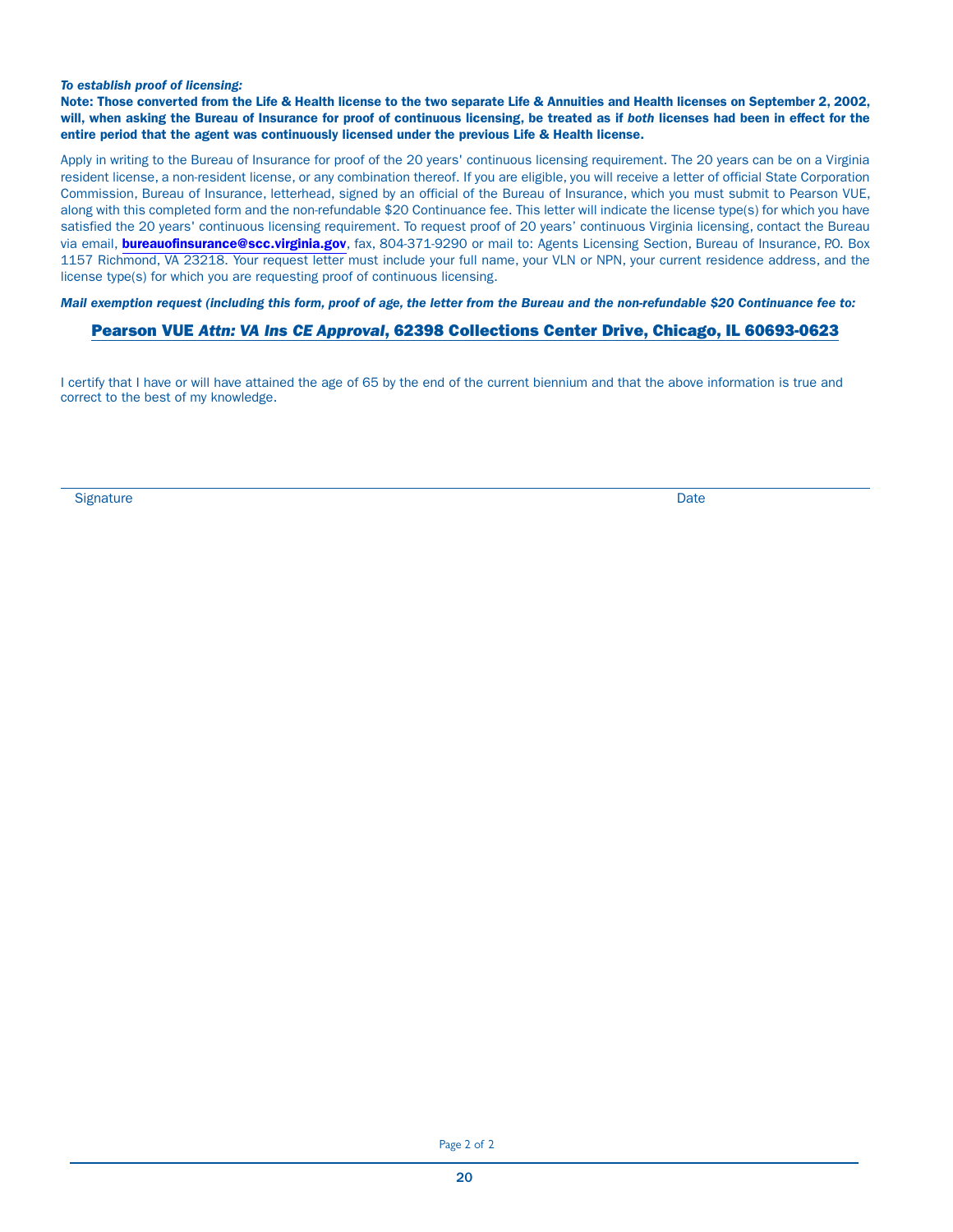*To establish proof of licensing:*

**Note: Those converted from the Life & Health license to the two separate Life & Annuities and Health licenses on September 2, 2002, will, when asking the Bureau of Insurance for proof of continuous licensing, be treated as if *both* licenses had been in effect for the entire period that the agent was continuously licensed under the previous Life & Health license.**

Apply in writing to the Bureau of Insurance for proof of the 20 years' continuous licensing requirement. The 20 years can be on a Virginia resident license, a non-resident license, or any combination thereof. If you are eligible, you will receive a letter of official State Corporation Commission, Bureau of Insurance, letterhead, signed by an official of the Bureau of Insurance, which you must submit to Pearson VUE, along with this completed form and the non-refundable $20 Continuance fee. This letter will indicate the license type(s) for which you have satisfied the 20 years' continuous licensing requirement. To request proof of 20 years' continuous Virginia licensing, contact the Bureau via email, **bureauofinsurance@scc.virginia.gov**, fax, 804-371-9290 or mail to: Agents Licensing Section, Bureau of Insurance, P.O. Box 1157 Richmond, VA 23218. Your request letter must include your full name, your VLN or NPN, your current residence address, and the license type(s) for which you are requesting proof of continuous licensing.

***Mail exemption request (including this form, proof of age, the letter from the Bureau and the non-refundable $20 Continuance fee to:***

**Pearson VUE *Attn: VA Ins CE Approval*, 62398 Collections Center Drive, Chicago, IL 60693-0623**

I certify that I have or will have attained the age of 65 by the end of the current biennium and that the above information is true and correct to the best of my knowledge.

Signature  Date